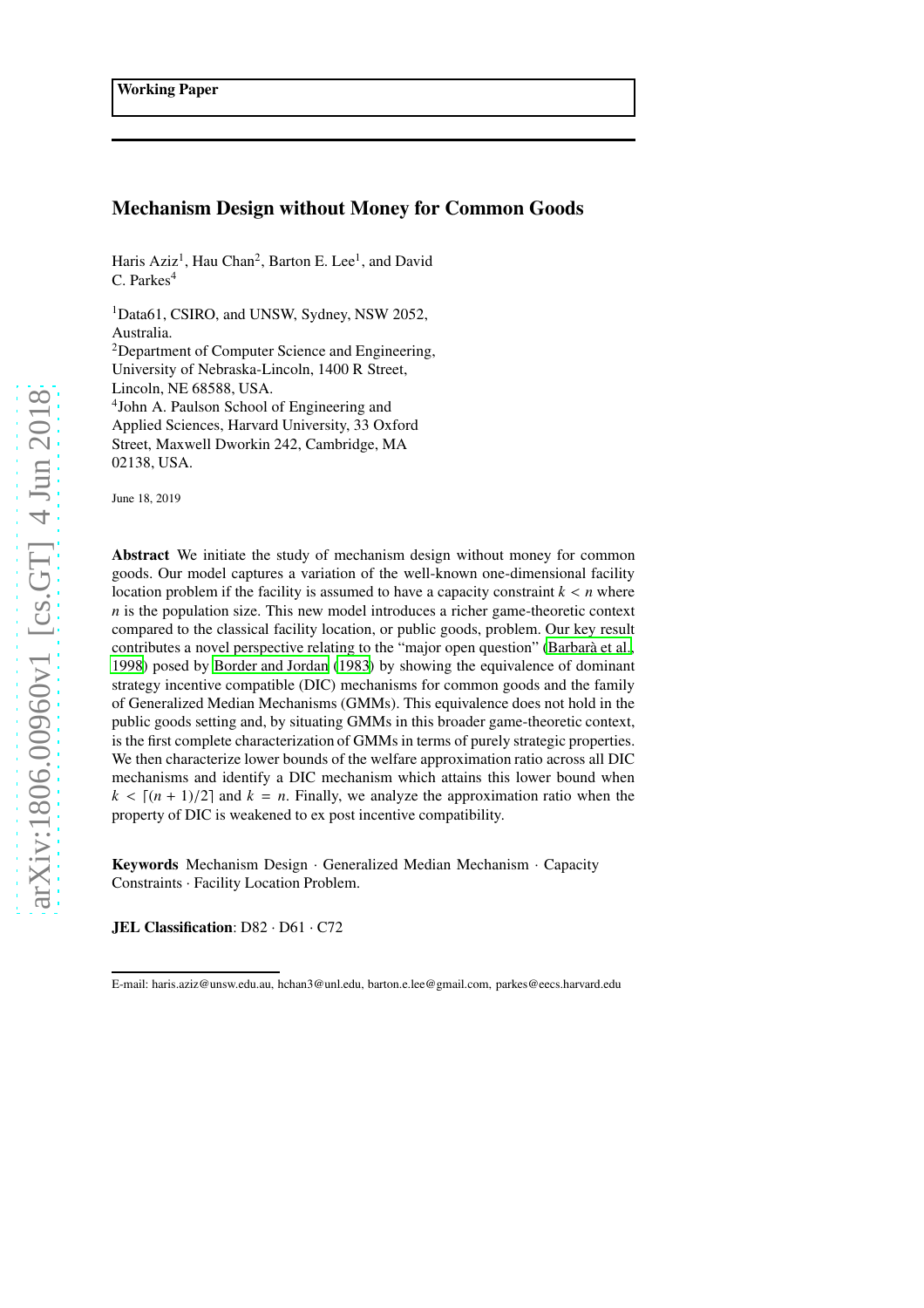**Working Paper**

# Mechanism Design without Money for Common Goods

Haris Aziz[1], Hau Chan[2], Barton E. Lee[1], and David C. Parkes[4]

[1]Data61, CSIRO, and UNSW, Sydney, NSW 2052, Australia.
[2]Department of Computer Science and Engineering, University of Nebraska-Lincoln, 1400 R Street, Lincoln, NE 68588, USA.
[4]John A. Paulson School of Engineering and Applied Sciences, Harvard University, 33 Oxford Street, Maxwell Dworkin 242, Cambridge, MA 02138, USA.

June 18, 2019

**Abstract** We initiate the study of mechanism design without money for common goods. Our model captures a variation of the well-known one-dimensional facility location problem if the facility is assumed to have a capacity constraint $k < n$ where $n$ is the population size. This new model introduces a richer game-theoretic context compared to the classical facility location, or public goods, problem. Our key result contributes a novel perspective relating to the "major open question" (Barberà et al., 1998) posed by Border and Jordan (1983) by showing the equivalence of dominant strategy incentive compatible (DIC) mechanisms for common goods and the family of Generalized Median Mechanisms (GMMs). This equivalence does not hold in the public goods setting and, by situating GMMs in this broader game-theoretic context, is the first complete characterization of GMMs in terms of purely strategic properties. We then characterize lower bounds of the welfare approximation ratio across all DIC mechanisms and identify a DIC mechanism which attains this lower bound when $k < \lceil (n+1)/2 \rceil$ and $k = n$. Finally, we analyze the approximation ratio when the property of DIC is weakened to ex post incentive compatibility.

**Keywords** Mechanism Design · Generalized Median Mechanism · Capacity Constraints · Facility Location Problem.

**JEL Classification**: D82 · D61 · C72

---

E-mail: haris.aziz@unsw.edu.au, hchan3@unl.edu, barton.e.lee@gmail.com, parkes@eecs.harvard.edu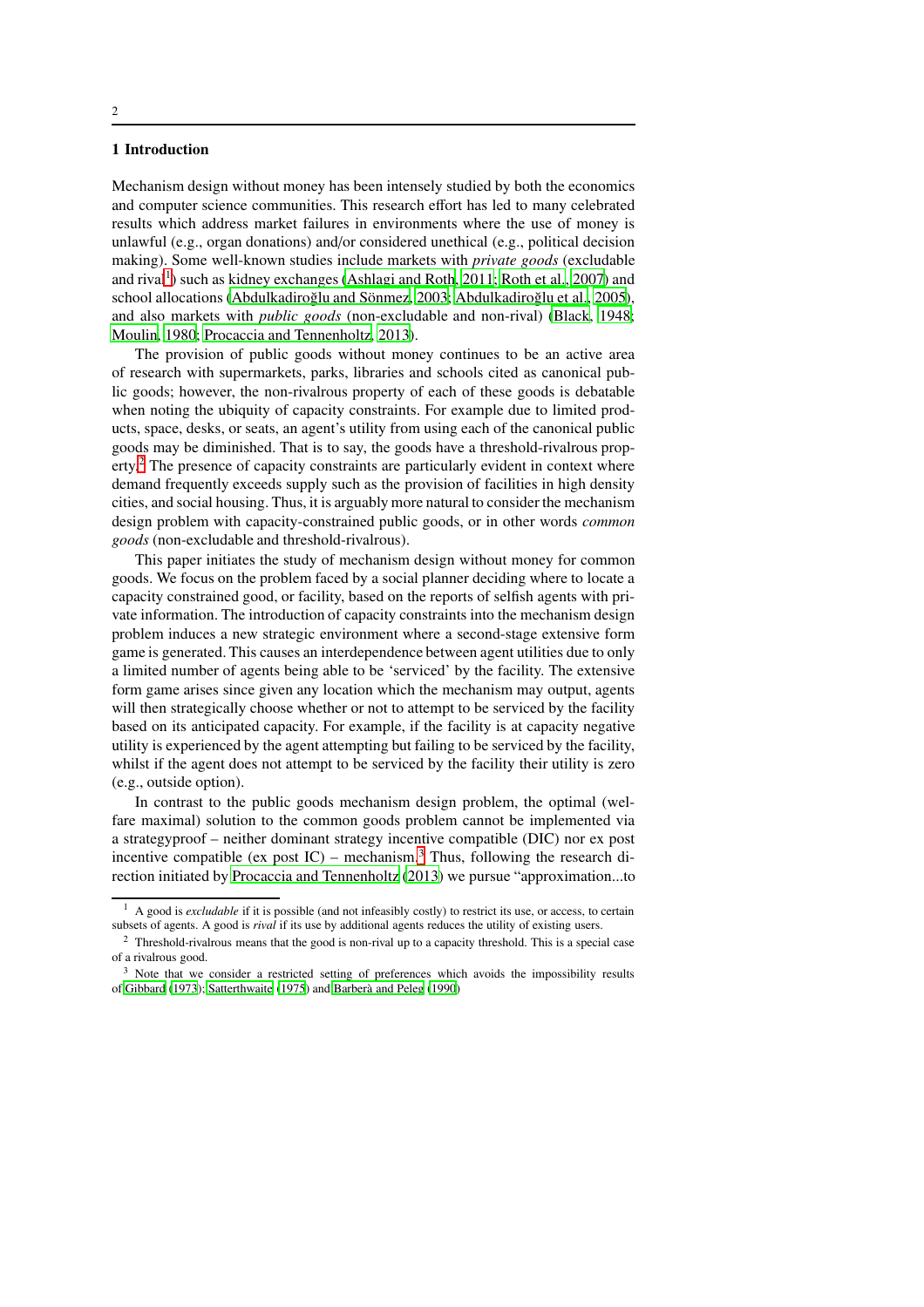## 1 Introduction

Mechanism design without money has been intensely studied by both the economics and computer science communities. This research effort has led to many celebrated results which address market failures in environments where the use of money is unlawful (e.g., organ donations) and/or considered unethical (e.g., political decision making). Some well-known studies include markets with *private goods* (excludable and rival[1]) such as kidney exchanges (Ashlagi and Roth, 2011; Roth et al., 2007) and school allocations (Abdulkadiroğlu and Sönmez, 2003; Abdulkadiroğlu et al., 2005), and also markets with *public goods* (non-excludable and non-rival) (Black, 1948; Moulin, 1980; Procaccia and Tennenholtz, 2013).

The provision of public goods without money continues to be an active area of research with supermarkets, parks, libraries and schools cited as canonical public goods; however, the non-rivalrous property of each of these goods is debatable when noting the ubiquity of capacity constraints. For example due to limited products, space, desks, or seats, an agent's utility from using each of the canonical public goods may be diminished. That is to say, the goods have a threshold-rivalrous property.[2] The presence of capacity constraints are particularly evident in context where demand frequently exceeds supply such as the provision of facilities in high density cities, and social housing. Thus, it is arguably more natural to consider the mechanism design problem with capacity-constrained public goods, or in other words *common goods* (non-excludable and threshold-rivalrous).

This paper initiates the study of mechanism design without money for common goods. We focus on the problem faced by a social planner deciding where to locate a capacity constrained good, or facility, based on the reports of selfish agents with private information. The introduction of capacity constraints into the mechanism design problem induces a new strategic environment where a second-stage extensive form game is generated. This causes an interdependence between agent utilities due to only a limited number of agents being able to be 'serviced' by the facility. The extensive form game arises since given any location which the mechanism may output, agents will then strategically choose whether or not to attempt to be serviced by the facility based on its anticipated capacity. For example, if the facility is at capacity negative utility is experienced by the agent attempting but failing to be serviced by the facility, whilst if the agent does not attempt to be serviced by the facility their utility is zero (e.g., outside option).

In contrast to the public goods mechanism design problem, the optimal (welfare maximal) solution to the common goods problem cannot be implemented via a strategyproof – neither dominant strategy incentive compatible (DIC) nor ex post incentive compatible (ex post IC) – mechanism.[3] Thus, following the research direction initiated by Procaccia and Tennenholtz (2013) we pursue "approximation...to

[1] A good is *excludable* if it is possible (and not infeasibly costly) to restrict its use, or access, to certain subsets of agents. A good is *rival* if its use by additional agents reduces the utility of existing users.

[2] Threshold-rivalrous means that the good is non-rival up to a capacity threshold. This is a special case of a rivalrous good.

[3] Note that we consider a restricted setting of preferences which avoids the impossibility results of Gibbard (1973); Satterthwaite (1975) and Barberà and Peleg (1990)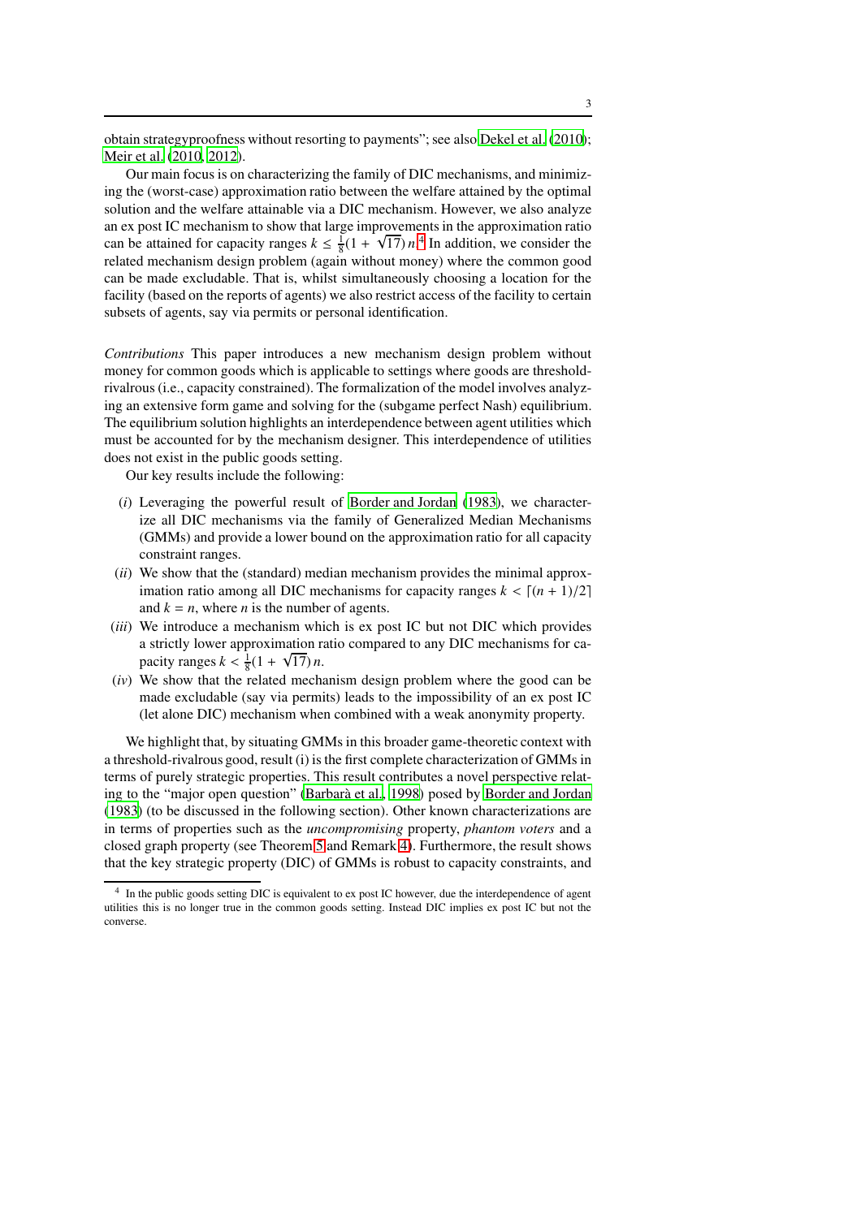obtain strategyproofness without resorting to payments"; see also Dekel et al. (2010); Meir et al. (2010, 2012).

Our main focus is on characterizing the family of DIC mechanisms, and minimizing the (worst-case) approximation ratio between the welfare attained by the optimal solution and the welfare attainable via a DIC mechanism. However, we also analyze an ex post IC mechanism to show that large improvements in the approximation ratio can be attained for capacity ranges $k \leq \frac{1}{8}(1 + \sqrt{17})\, n$.[4] In addition, we consider the related mechanism design problem (again without money) where the common good can be made excludable. That is, whilst simultaneously choosing a location for the facility (based on the reports of agents) we also restrict access of the facility to certain subsets of agents, say via permits or personal identification.

*Contributions* This paper introduces a new mechanism design problem without money for common goods which is applicable to settings where goods are threshold-rivalrous (i.e., capacity constrained). The formalization of the model involves analyzing an extensive form game and solving for the (subgame perfect Nash) equilibrium. The equilibrium solution highlights an interdependence between agent utilities which must be accounted for by the mechanism designer. This interdependence of utilities does not exist in the public goods setting.

Our key results include the following:

- (*i*) Leveraging the powerful result of Border and Jordan (1983), we characterize all DIC mechanisms via the family of Generalized Median Mechanisms (GMMs) and provide a lower bound on the approximation ratio for all capacity constraint ranges.
- (*ii*) We show that the (standard) median mechanism provides the minimal approximation ratio among all DIC mechanisms for capacity ranges $k < \lceil (n + 1)/2 \rceil$ and $k = n$, where $n$ is the number of agents.
- (*iii*) We introduce a mechanism which is ex post IC but not DIC which provides a strictly lower approximation ratio compared to any DIC mechanisms for capacity ranges $k < \frac{1}{8}(1 + \sqrt{17})\, n$.
- (*iv*) We show that the related mechanism design problem where the good can be made excludable (say via permits) leads to the impossibility of an ex post IC (let alone DIC) mechanism when combined with a weak anonymity property.

We highlight that, by situating GMMs in this broader game-theoretic context with a threshold-rivalrous good, result (i) is the first complete characterization of GMMs in terms of purely strategic properties. This result contributes a novel perspective relating to the "major open question" (Barberà et al., 1998) posed by Border and Jordan (1983) (to be discussed in the following section). Other known characterizations are in terms of properties such as the *uncompromising* property, *phantom voters* and a closed graph property (see Theorem 5 and Remark 4). Furthermore, the result shows that the key strategic property (DIC) of GMMs is robust to capacity constraints, and

[4] In the public goods setting DIC is equivalent to ex post IC however, due the interdependence of agent utilities this is no longer true in the common goods setting. Instead DIC implies ex post IC but not the converse.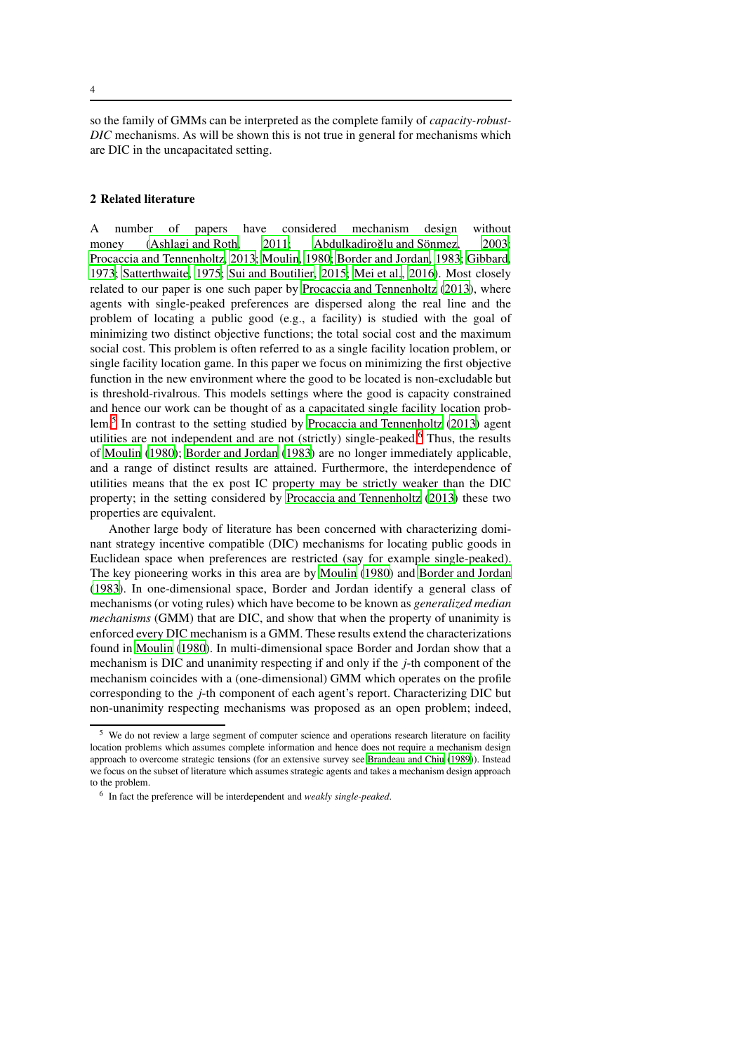so the family of GMMs can be interpreted as the complete family of *capacity-robust-DIC* mechanisms. As will be shown this is not true in general for mechanisms which are DIC in the uncapacitated setting.

## 2 Related literature

A number of papers have considered mechanism design without money (Ashlagi and Roth, 2011; Abdulkadiroğlu and Sönmez, 2003; Procaccia and Tennenholtz, 2013; Moulin, 1980; Border and Jordan, 1983; Gibbard, 1973; Satterthwaite, 1975; Sui and Boutilier, 2015; Mei et al., 2016). Most closely related to our paper is one such paper by Procaccia and Tennenholtz (2013), where agents with single-peaked preferences are dispersed along the real line and the problem of locating a public good (e.g., a facility) is studied with the goal of minimizing two distinct objective functions; the total social cost and the maximum social cost. This problem is often referred to as a single facility location problem, or single facility location game. In this paper we focus on minimizing the first objective function in the new environment where the good to be located is non-excludable but is threshold-rivalrous. This models settings where the good is capacity constrained and hence our work can be thought of as a capacitated single facility location problem.[5] In contrast to the setting studied by Procaccia and Tennenholtz (2013) agent utilities are not independent and are not (strictly) single-peaked.[6] Thus, the results of Moulin (1980); Border and Jordan (1983) are no longer immediately applicable, and a range of distinct results are attained. Furthermore, the interdependence of utilities means that the ex post IC property may be strictly weaker than the DIC property; in the setting considered by Procaccia and Tennenholtz (2013) these two properties are equivalent.

Another large body of literature has been concerned with characterizing dominant strategy incentive compatible (DIC) mechanisms for locating public goods in Euclidean space when preferences are restricted (say for example single-peaked). The key pioneering works in this area are by Moulin (1980) and Border and Jordan (1983). In one-dimensional space, Border and Jordan identify a general class of mechanisms (or voting rules) which have become to be known as *generalized median mechanisms* (GMM) that are DIC, and show that when the property of unanimity is enforced every DIC mechanism is a GMM. These results extend the characterizations found in Moulin (1980). In multi-dimensional space Border and Jordan show that a mechanism is DIC and unanimity respecting if and only if the $j$-th component of the mechanism coincides with a (one-dimensional) GMM which operates on the profile corresponding to the $j$-th component of each agent's report. Characterizing DIC but non-unanimity respecting mechanisms was proposed as an open problem; indeed,

---

[5] We do not review a large segment of computer science and operations research literature on facility location problems which assumes complete information and hence does not require a mechanism design approach to overcome strategic tensions (for an extensive survey see Brandeau and Chiu (1989)). Instead we focus on the subset of literature which assumes strategic agents and takes a mechanism design approach to the problem.

[6] In fact the preference will be interdependent and *weakly single-peaked*.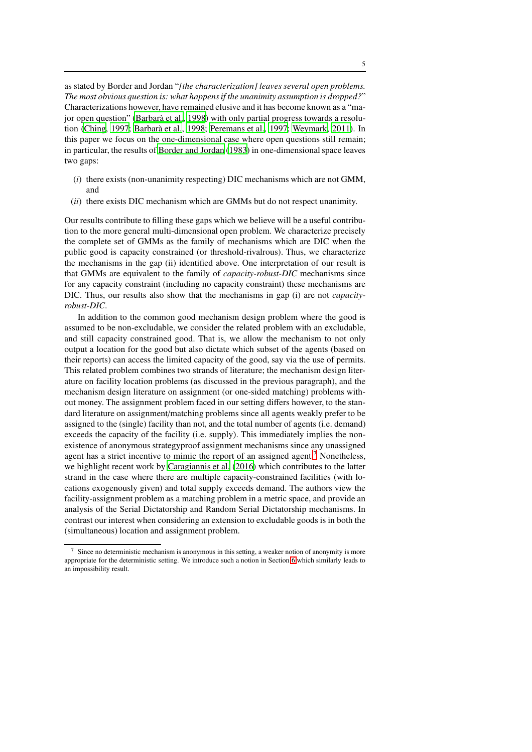as stated by Border and Jordan "*[the characterization] leaves several open problems. The most obvious question is: what happens if the unanimity assumption is dropped?*" Characterizations however, have remained elusive and it has become known as a "major open question" (Barberà et al., 1998) with only partial progress towards a resolution (Ching, 1997; Barberà et al., 1998; Peremans et al., 1997; Weymark, 2011). In this paper we focus on the one-dimensional case where open questions still remain; in particular, the results of Border and Jordan (1983) in one-dimensional space leaves two gaps:

(*i*) there exists (non-unanimity respecting) DIC mechanisms which are not GMM, and

(*ii*) there exists DIC mechanism which are GMMs but do not respect unanimity.

Our results contribute to filling these gaps which we believe will be a useful contribution to the more general multi-dimensional open problem. We characterize precisely the complete set of GMMs as the family of mechanisms which are DIC when the public good is capacity constrained (or threshold-rivalrous). Thus, we characterize the mechanisms in the gap (ii) identified above. One interpretation of our result is that GMMs are equivalent to the family of *capacity-robust-DIC* mechanisms since for any capacity constraint (including no capacity constraint) these mechanisms are DIC. Thus, our results also show that the mechanisms in gap (i) are not *capacity-robust-DIC*.

In addition to the common good mechanism design problem where the good is assumed to be non-excludable, we consider the related problem with an excludable, and still capacity constrained good. That is, we allow the mechanism to not only output a location for the good but also dictate which subset of the agents (based on their reports) can access the limited capacity of the good, say via the use of permits. This related problem combines two strands of literature; the mechanism design literature on facility location problems (as discussed in the previous paragraph), and the mechanism design literature on assignment (or one-sided matching) problems without money. The assignment problem faced in our setting differs however, to the standard literature on assignment/matching problems since all agents weakly prefer to be assigned to the (single) facility than not, and the total number of agents (i.e. demand) exceeds the capacity of the facility (i.e. supply). This immediately implies the non-existence of anonymous strategyproof assignment mechanisms since any unassigned agent has a strict incentive to mimic the report of an assigned agent.[7] Nonetheless, we highlight recent work by Caragiannis et al. (2016) which contributes to the latter strand in the case where there are multiple capacity-constrained facilities (with locations exogenously given) and total supply exceeds demand. The authors view the facility-assignment problem as a matching problem in a metric space, and provide an analysis of the Serial Dictatorship and Random Serial Dictatorship mechanisms. In contrast our interest when considering an extension to excludable goods is in both the (simultaneous) location and assignment problem.

[7] Since no deterministic mechanism is anonymous in this setting, a weaker notion of anonymity is more appropriate for the deterministic setting. We introduce such a notion in Section 6 which similarly leads to an impossibility result.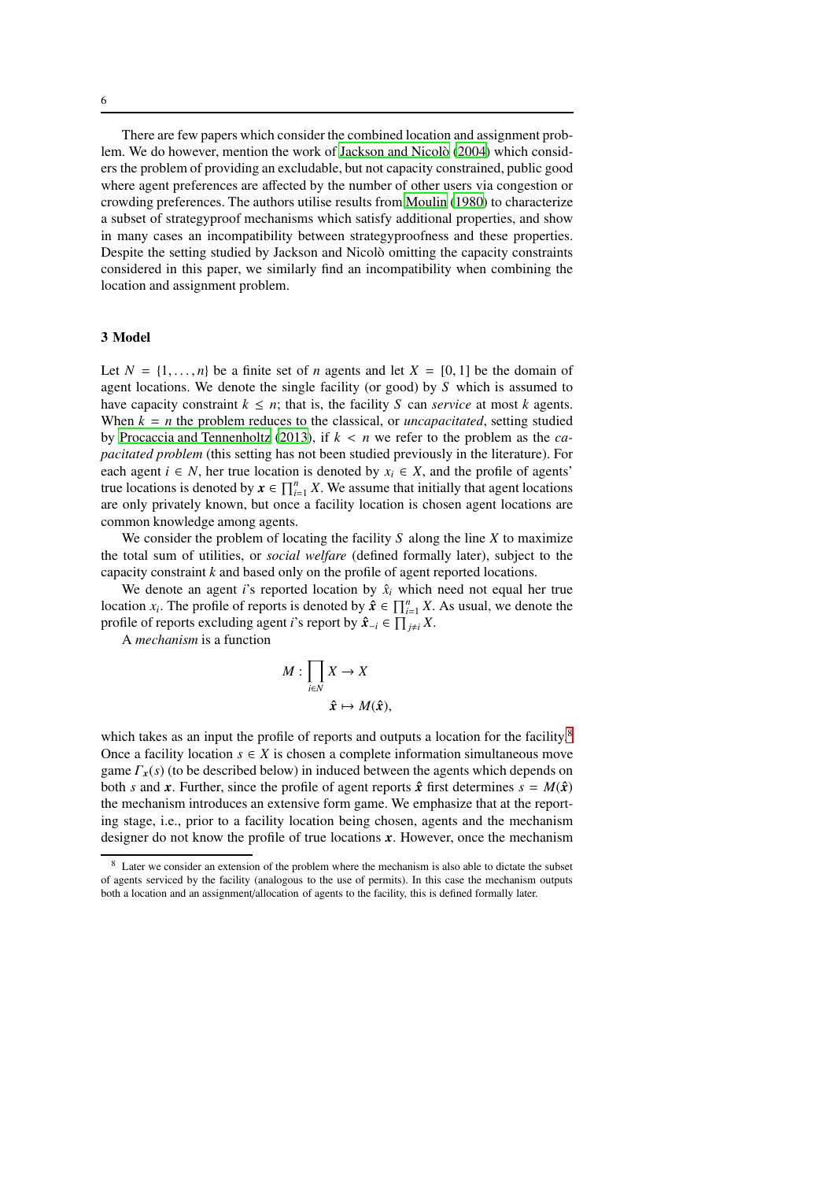There are few papers which consider the combined location and assignment problem. We do however, mention the work of Jackson and Nicolò (2004) which considers the problem of providing an excludable, but not capacity constrained, public good where agent preferences are affected by the number of other users via congestion or crowding preferences. The authors utilise results from Moulin (1980) to characterize a subset of strategyproof mechanisms which satisfy additional properties, and show in many cases an incompatibility between strategyproofness and these properties. Despite the setting studied by Jackson and Nicolò omitting the capacity constraints considered in this paper, we similarly find an incompatibility when combining the location and assignment problem.

## 3 Model

Let $N = \{1, \ldots, n\}$ be a finite set of $n$ agents and let $X = [0, 1]$ be the domain of agent locations. We denote the single facility (or good) by $S$ which is assumed to have capacity constraint $k \leq n$; that is, the facility $S$ can *service* at most $k$ agents. When $k = n$ the problem reduces to the classical, or *uncapacitated*, setting studied by Procaccia and Tennenholtz (2013), if $k < n$ we refer to the problem as the *capacitated problem* (this setting has not been studied previously in the literature). For each agent $i \in N$, her true location is denoted by $x_i \in X$, and the profile of agents' true locations is denoted by $\boldsymbol{x} \in \prod_{i=1}^{n} X$. We assume that initially that agent locations are only privately known, but once a facility location is chosen agent locations are common knowledge among agents.

We consider the problem of locating the facility $S$ along the line $X$ to maximize the total sum of utilities, or *social welfare* (defined formally later), subject to the capacity constraint $k$ and based only on the profile of agent reported locations.

We denote an agent $i$'s reported location by $\hat{x}_i$ which need not equal her true location $x_i$. The profile of reports is denoted by $\hat{\boldsymbol{x}} \in \prod_{i=1}^{n} X$. As usual, we denote the profile of reports excluding agent $i$'s report by $\hat{\boldsymbol{x}}_{-i} \in \prod_{j \neq i} X$.

A *mechanism* is a function

$$M : \prod_{i \in N} X \to X$$
$$\hat{\boldsymbol{x}} \mapsto M(\hat{\boldsymbol{x}}),$$

which takes as an input the profile of reports and outputs a location for the facility.[8] Once a facility location $s \in X$ is chosen a complete information simultaneous move game $\Gamma_{\boldsymbol{x}}(s)$ (to be described below) in induced between the agents which depends on both $s$ and $\boldsymbol{x}$. Further, since the profile of agent reports $\hat{\boldsymbol{x}}$ first determines $s = M(\hat{\boldsymbol{x}})$ the mechanism introduces an extensive form game. We emphasize that at the reporting stage, i.e., prior to a facility location being chosen, agents and the mechanism designer do not know the profile of true locations $\boldsymbol{x}$. However, once the mechanism

[8] Later we consider an extension of the problem where the mechanism is also able to dictate the subset of agents serviced by the facility (analogous to the use of permits). In this case the mechanism outputs both a location and an assignment/allocation of agents to the facility, this is defined formally later.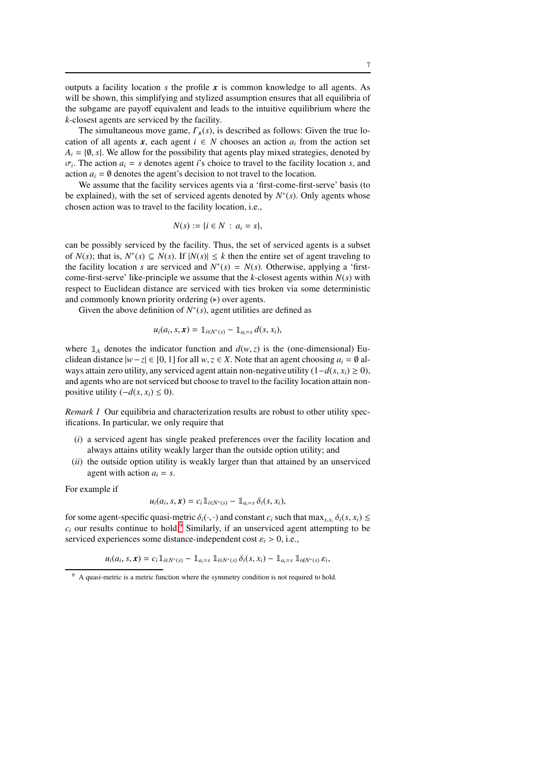outputs a facility location $s$ the profile $\boldsymbol{x}$ is common knowledge to all agents. As will be shown, this simplifying and stylized assumption ensures that all equilibria of the subgame are payoff equivalent and leads to the intuitive equilibrium where the $k$-closest agents are serviced by the facility.

The simultaneous move game, $\Gamma_{\boldsymbol{x}}(s)$, is described as follows: Given the true location of all agents $\boldsymbol{x}$, each agent $i \in N$ chooses an action $a_i$ from the action set $A_i = \{\emptyset, s\}$. We allow for the possibility that agents play mixed strategies, denoted by $\sigma_i$. The action $a_i = s$ denotes agent $i$'s choice to travel to the facility location $s$, and action $a_i = \emptyset$ denotes the agent's decision to not travel to the location.

We assume that the facility services agents via a 'first-come-first-serve' basis (to be explained), with the set of serviced agents denoted by $N^*(s)$. Only agents whose chosen action was to travel to the facility location, i.e.,

$$N(s) := \{i \in N \, : \, a_i = s\},$$

can be possibly serviced by the facility. Thus, the set of serviced agents is a subset of $N(s)$; that is, $N^*(s) \subseteq N(s)$. If $|N(s)| \leq k$ then the entire set of agent traveling to the facility location $s$ are serviced and $N^*(s) = N(s)$. Otherwise, applying a 'first-come-first-serve' like-principle we assume that the $k$-closest agents within $N(s)$ with respect to Euclidean distance are serviced with ties broken via some deterministic and commonly known priority ordering ($\triangleright$) over agents.

Given the above definition of $N^*(s)$, agent utilities are defined as

$$u_i(a_i, s, \boldsymbol{x}) = \mathbb{1}_{i \in N^*(s)} - \mathbb{1}_{a_i = s}\, d(s, x_i),$$

where $\mathbb{1}_A$ denotes the indicator function and $d(w, z)$ is the (one-dimensional) Euclidean distance $|w - z| \in [0, 1]$ for all $w, z \in X$. Note that an agent choosing $a_i = \emptyset$ always attain zero utility, any serviced agent attain non-negative utility ($1 - d(s, x_i) \geq 0$), and agents who are not serviced but choose to travel to the facility location attain non-positive utility ($-d(s, x_i) \leq 0$).

*Remark 1* Our equilibria and characterization results are robust to other utility specifications. In particular, we only require that

($i$) a serviced agent has single peaked preferences over the facility location and always attains utility weakly larger than the outside option utility; and

($ii$) the outside option utility is weakly larger than that attained by an unserviced agent with action $a_i = s$.

For example if

$$u_i(a_i, s, \boldsymbol{x}) = c_i \mathbb{1}_{i \in N^*(s)} - \mathbb{1}_{a_i = s}\, \delta_i(s, x_i),$$

for some agent-specific quasi-metric $\delta_i(\cdot, \cdot)$ and constant $c_i$ such that $\max_{s, x_i} \delta_i(s, x_i) \leq c_i$ our results continue to hold.[9] Similarly, if an unserviced agent attempting to be serviced experiences some distance-independent cost $\varepsilon_i > 0$, i.e.,

$$u_i(a_i, s, \boldsymbol{x}) = c_i \mathbb{1}_{i \in N^*(s)} - \mathbb{1}_{a_i = s}\, \mathbb{1}_{i \in N^*(s)}\, \delta_i(s, x_i) - \mathbb{1}_{a_i = s}\, \mathbb{1}_{i \notin N^*(s)}\, \varepsilon_i,$$

[9] A quasi-metric is a metric function where the symmetry condition is not required to hold.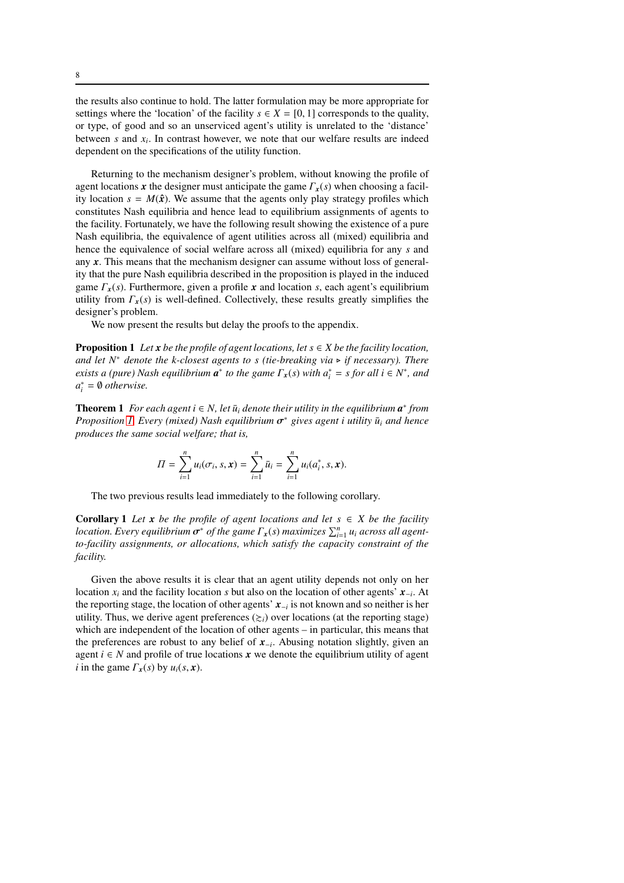the results also continue to hold. The latter formulation may be more appropriate for settings where the 'location' of the facility $s \in X = [0, 1]$ corresponds to the quality, or type, of good and so an unserviced agent's utility is unrelated to the 'distance' between $s$ and $x_i$. In contrast however, we note that our welfare results are indeed dependent on the specifications of the utility function.

Returning to the mechanism designer's problem, without knowing the profile of agent locations $\boldsymbol{x}$ the designer must anticipate the game $\Gamma_{\boldsymbol{x}}(s)$ when choosing a facility location $s = M(\hat{\boldsymbol{x}})$. We assume that the agents only play strategy profiles which constitutes Nash equilibria and hence lead to equilibrium assignments of agents to the facility. Fortunately, we have the following result showing the existence of a pure Nash equilibria, the equivalence of agent utilities across all (mixed) equilibria and hence the equivalence of social welfare across all (mixed) equilibria for any $s$ and any $\boldsymbol{x}$. This means that the mechanism designer can assume without loss of generality that the pure Nash equilibria described in the proposition is played in the induced game $\Gamma_{\boldsymbol{x}}(s)$. Furthermore, given a profile $\boldsymbol{x}$ and location $s$, each agent's equilibrium utility from $\Gamma_{\boldsymbol{x}}(s)$ is well-defined. Collectively, these results greatly simplifies the designer's problem.

We now present the results but delay the proofs to the appendix.

**Proposition 1** *Let $\boldsymbol{x}$ be the profile of agent locations, let $s \in X$ be the facility location, and let $N^*$ denote the $k$-closest agents to $s$ (tie-breaking via $\triangleright$ if necessary). There exists a (pure) Nash equilibrium $\boldsymbol{a}^*$ to the game $\Gamma_{\boldsymbol{x}}(s)$ with $a_i^* = s$ for all $i \in N^*$, and $a_i^* = \emptyset$ otherwise.*

**Theorem 1** *For each agent $i \in N$, let $\bar{u}_i$ denote their utility in the equilibrium $\boldsymbol{a}^*$ from Proposition 1. Every (mixed) Nash equilibrium $\boldsymbol{\sigma}^*$ gives agent $i$ utility $\bar{u}_i$ and hence produces the same social welfare; that is,*

$$\Pi = \sum_{i=1}^{n} u_i(\sigma_i, s, \boldsymbol{x}) = \sum_{i=1}^{n} \bar{u}_i = \sum_{i=1}^{n} u_i(a_i^*, s, \boldsymbol{x}).$$

The two previous results lead immediately to the following corollary.

**Corollary 1** *Let $\boldsymbol{x}$ be the profile of agent locations and let $s \in X$ be the facility location. Every equilibrium $\boldsymbol{\sigma}^*$ of the game $\Gamma_{\boldsymbol{x}}(s)$ maximizes $\sum_{i=1}^{n} u_i$ across all agent-to-facility assignments, or allocations, which satisfy the capacity constraint of the facility.*

Given the above results it is clear that an agent utility depends not only on her location $x_i$ and the facility location $s$ but also on the location of other agents' $\boldsymbol{x}_{-i}$. At the reporting stage, the location of other agents' $\boldsymbol{x}_{-i}$ is not known and so neither is her utility. Thus, we derive agent preferences ($\succsim_i$) over locations (at the reporting stage) which are independent of the location of other agents – in particular, this means that the preferences are robust to any belief of $\boldsymbol{x}_{-i}$. Abusing notation slightly, given an agent $i \in N$ and profile of true locations $\boldsymbol{x}$ we denote the equilibrium utility of agent $i$ in the game $\Gamma_{\boldsymbol{x}}(s)$ by $u_i(s, \boldsymbol{x})$.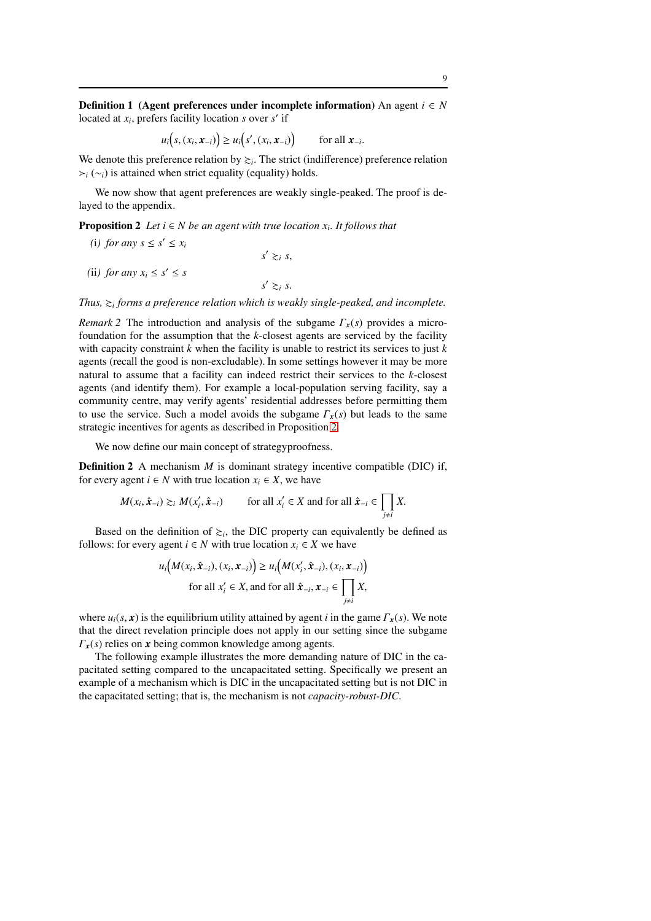**Definition 1 (Agent preferences under incomplete information)** An agent $i \in N$ located at $x_i$, prefers facility location $s$ over $s'$ if

$$u_i\Big(s,(x_i,\boldsymbol{x}_{-i})\Big) \geq u_i\Big(s',(x_i,\boldsymbol{x}_{-i})\Big) \qquad \text{for all } \boldsymbol{x}_{-i}.$$

We denote this preference relation by $\succsim_i$. The strict (indifference) preference relation $\succ_i$ ($\sim_i$) is attained when strict equality (equality) holds.

We now show that agent preferences are weakly single-peaked. The proof is delayed to the appendix.

**Proposition 2** *Let $i \in N$ be an agent with true location $x_i$. It follows that*

(i) *for any $s \leq s' \leq x_i$*

$$s' \succsim_i s,$$

(ii) *for any $x_i \leq s' \leq s$*

$$s' \succsim_i s.$$

*Thus, $\succsim_i$ forms a preference relation which is weakly single-peaked, and incomplete.*

*Remark 2* The introduction and analysis of the subgame $\Gamma_{\boldsymbol{x}}(s)$ provides a microfoundation for the assumption that the $k$-closest agents are serviced by the facility with capacity constraint $k$ when the facility is unable to restrict its services to just $k$ agents (recall the good is non-excludable). In some settings however it may be more natural to assume that a facility can indeed restrict their services to the $k$-closest agents (and identify them). For example a local-population serving facility, say a community centre, may verify agents' residential addresses before permitting them to use the service. Such a model avoids the subgame $\Gamma_{\boldsymbol{x}}(s)$ but leads to the same strategic incentives for agents as described in Proposition 2.

We now define our main concept of strategyproofness.

**Definition 2** A mechanism $M$ is dominant strategy incentive compatible (DIC) if, for every agent $i \in N$ with true location $x_i \in X$, we have

$$M(x_i, \hat{\boldsymbol{x}}_{-i}) \succsim_i M(x_i', \hat{\boldsymbol{x}}_{-i}) \qquad \text{for all } x_i' \in X \text{ and for all } \hat{\boldsymbol{x}}_{-i} \in \prod_{j \neq i} X.$$

Based on the definition of $\succsim_i$, the DIC property can equivalently be defined as follows: for every agent $i \in N$ with true location $x_i \in X$ we have

$$u_i\Big(M(x_i,\hat{\boldsymbol{x}}_{-i}),(x_i,\boldsymbol{x}_{-i})\Big) \geq u_i\Big(M(x_i',\hat{\boldsymbol{x}}_{-i}),(x_i,\boldsymbol{x}_{-i})\Big)$$
$$\text{for all } x_i' \in X, \text{and for all } \hat{\boldsymbol{x}}_{-i}, \boldsymbol{x}_{-i} \in \prod_{j \neq i} X,$$

where $u_i(s, \boldsymbol{x})$ is the equilibrium utility attained by agent $i$ in the game $\Gamma_{\boldsymbol{x}}(s)$. We note that the direct revelation principle does not apply in our setting since the subgame $\Gamma_{\boldsymbol{x}}(s)$ relies on $\boldsymbol{x}$ being common knowledge among agents.

The following example illustrates the more demanding nature of DIC in the capacitated setting compared to the uncapacitated setting. Specifically we present an example of a mechanism which is DIC in the uncapacitated setting but is not DIC in the capacitated setting; that is, the mechanism is not *capacity-robust-DIC*.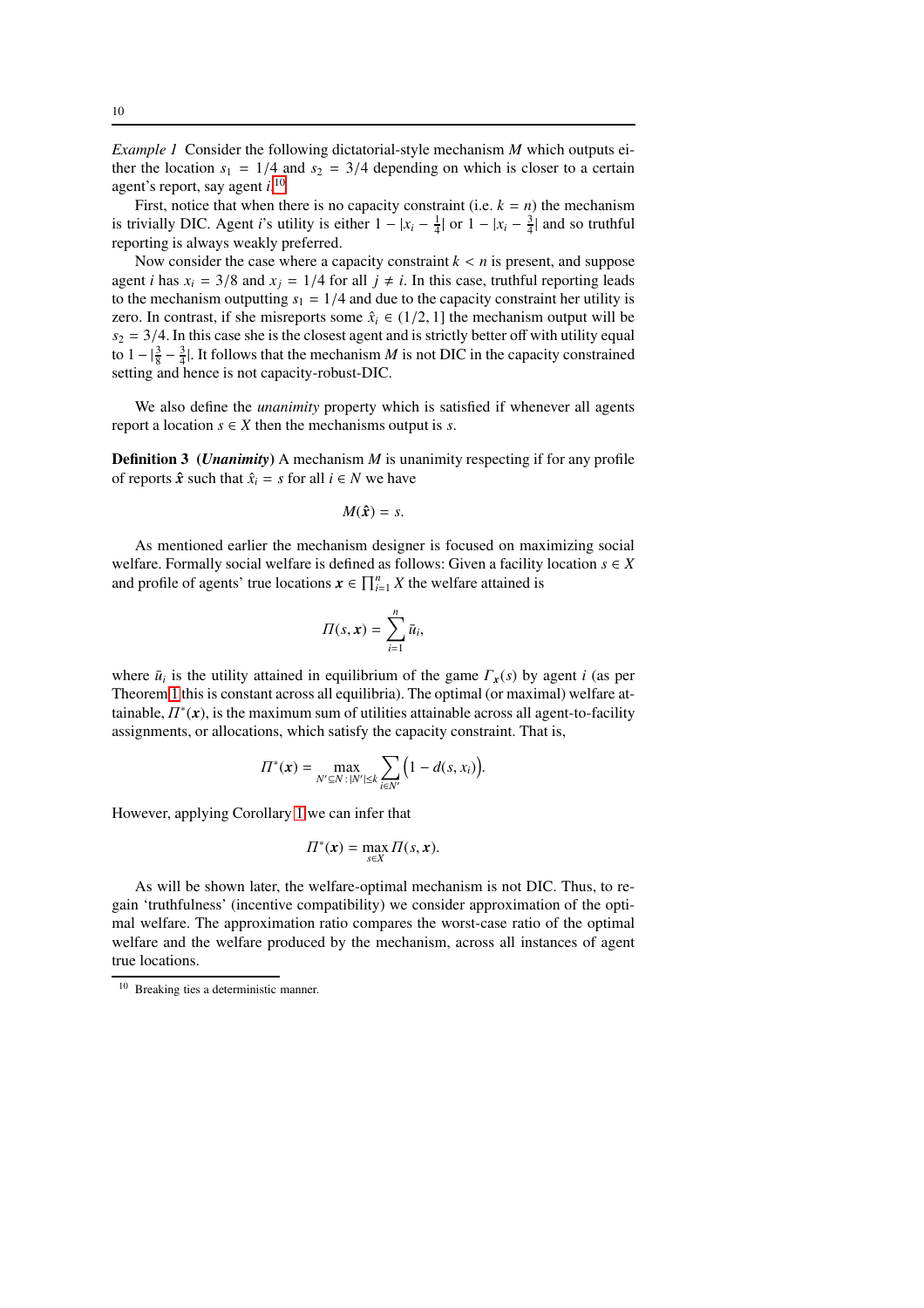*Example 1* Consider the following dictatorial-style mechanism $M$ which outputs either the location $s_1 = 1/4$ and $s_2 = 3/4$ depending on which is closer to a certain agent's report, say agent $i$.[10]

First, notice that when there is no capacity constraint (i.e. $k = n$) the mechanism is trivially DIC. Agent $i$'s utility is either $1 - |x_i - \frac{1}{4}|$ or $1 - |x_i - \frac{3}{4}|$ and so truthful reporting is always weakly preferred.

Now consider the case where a capacity constraint $k < n$ is present, and suppose agent $i$ has $x_i = 3/8$ and $x_j = 1/4$ for all $j \neq i$. In this case, truthful reporting leads to the mechanism outputting $s_1 = 1/4$ and due to the capacity constraint her utility is zero. In contrast, if she misreports some $\hat{x}_i \in (1/2, 1]$ the mechanism output will be $s_2 = 3/4$. In this case she is the closest agent and is strictly better off with utility equal to $1 - |\frac{3}{8} - \frac{3}{4}|$. It follows that the mechanism $M$ is not DIC in the capacity constrained setting and hence is not capacity-robust-DIC.

We also define the *unanimity* property which is satisfied if whenever all agents report a location $s \in X$ then the mechanisms output is $s$.

**Definition 3** ***(Unanimity)*** A mechanism $M$ is unanimity respecting if for any profile of reports $\hat{\boldsymbol{x}}$ such that $\hat{x}_i = s$ for all $i \in N$ we have

$$M(\hat{\boldsymbol{x}}) = s.$$

As mentioned earlier the mechanism designer is focused on maximizing social welfare. Formally social welfare is defined as follows: Given a facility location $s \in X$ and profile of agents' true locations $\boldsymbol{x} \in \prod_{i=1}^{n} X$ the welfare attained is

$$\Pi(s, \boldsymbol{x}) = \sum_{i=1}^{n} \bar{u}_i,$$

where $\bar{u}_i$ is the utility attained in equilibrium of the game $\Gamma_{\boldsymbol{x}}(s)$ by agent $i$ (as per Theorem 1 this is constant across all equilibria). The optimal (or maximal) welfare attainable, $\Pi^*(\boldsymbol{x})$, is the maximum sum of utilities attainable across all agent-to-facility assignments, or allocations, which satisfy the capacity constraint. That is,

$$\Pi^*(\boldsymbol{x}) = \max_{N' \subseteq N : |N'| \leq k} \sum_{i \in N'} \Big(1 - d(s, x_i)\Big).$$

However, applying Corollary 1 we can infer that

$$\Pi^*(\boldsymbol{x}) = \max_{s \in X} \Pi(s, \boldsymbol{x}).$$

As will be shown later, the welfare-optimal mechanism is not DIC. Thus, to regain 'truthfulness' (incentive compatibility) we consider approximation of the optimal welfare. The approximation ratio compares the worst-case ratio of the optimal welfare and the welfare produced by the mechanism, across all instances of agent true locations.

[10] Breaking ties a deterministic manner.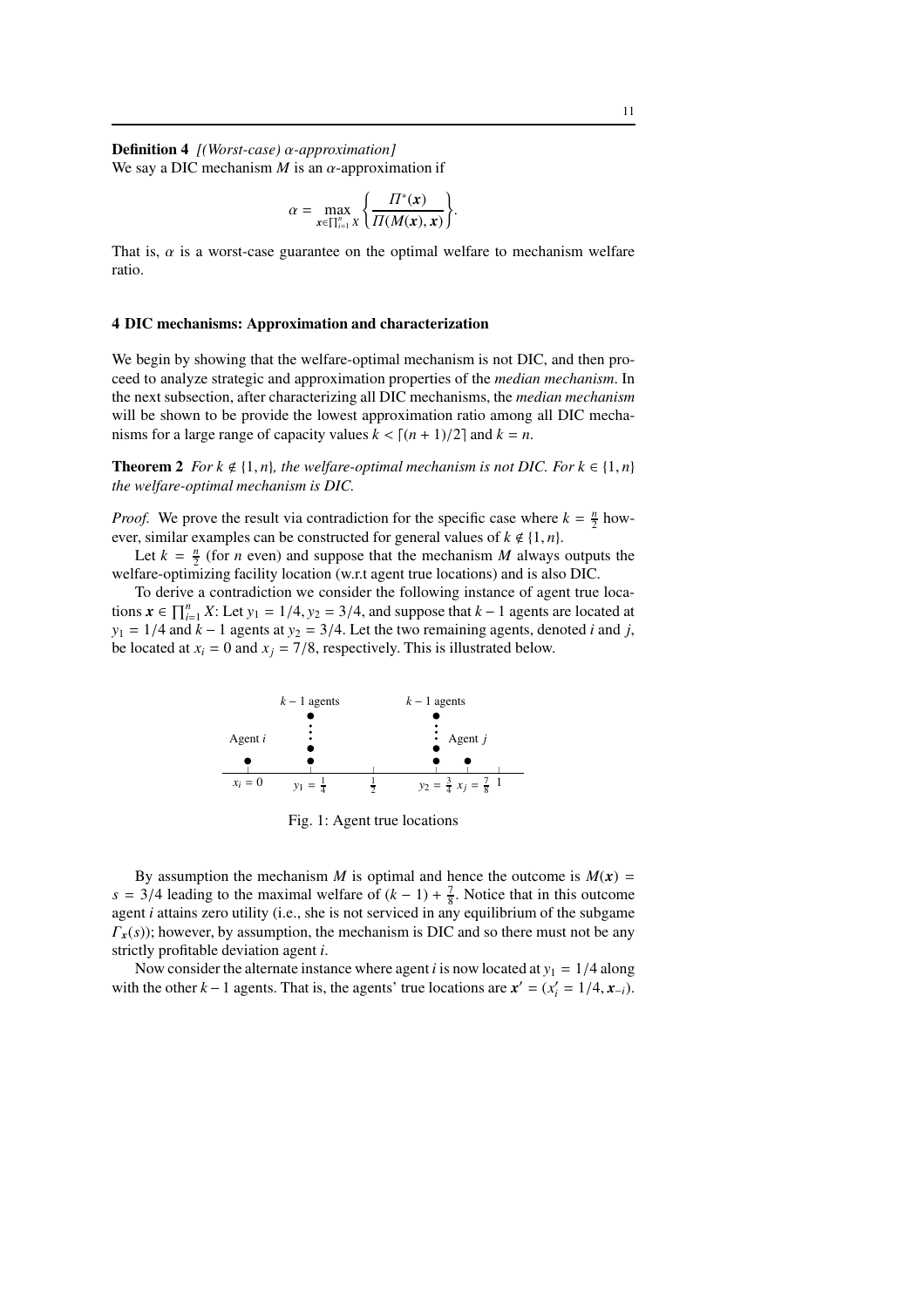**Definition 4** *[(Worst-case) α-approximation]*
We say a DIC mechanism $M$ is an $\alpha$-approximation if

$$\alpha = \max_{\boldsymbol{x} \in \prod_{i=1}^{n} X} \left\{ \frac{\Pi^*(\boldsymbol{x})}{\Pi(M(\boldsymbol{x}), \boldsymbol{x})} \right\}.$$

That is, $\alpha$ is a worst-case guarantee on the optimal welfare to mechanism welfare ratio.

## 4 DIC mechanisms: Approximation and characterization

We begin by showing that the welfare-optimal mechanism is not DIC, and then proceed to analyze strategic and approximation properties of the *median mechanism*. In the next subsection, after characterizing all DIC mechanisms, the *median mechanism* will be shown to be provide the lowest approximation ratio among all DIC mechanisms for a large range of capacity values $k < \lceil (n+1)/2 \rceil$ and $k = n$.

**Theorem 2** *For $k \notin \{1, n\}$, the welfare-optimal mechanism is not DIC. For $k \in \{1, n\}$ the welfare-optimal mechanism is DIC.*

*Proof.* We prove the result via contradiction for the specific case where $k = \frac{n}{2}$ however, similar examples can be constructed for general values of $k \notin \{1, n\}$.

Let $k = \frac{n}{2}$ (for $n$ even) and suppose that the mechanism $M$ always outputs the welfare-optimizing facility location (w.r.t agent true locations) and is also DIC.

To derive a contradiction we consider the following instance of agent true locations $\boldsymbol{x} \in \prod_{i=1}^{n} X$: Let $y_1 = 1/4, y_2 = 3/4$, and suppose that $k-1$ agents are located at $y_1 = 1/4$ and $k-1$ agents at $y_2 = 3/4$. Let the two remaining agents, denoted $i$ and $j$, be located at $x_i = 0$ and $x_j = 7/8$, respectively. This is illustrated below.

Fig. 1: Agent true locations

By assumption the mechanism $M$ is optimal and hence the outcome is $M(\boldsymbol{x}) = s = 3/4$ leading to the maximal welfare of $(k-1) + \frac{7}{8}$. Notice that in this outcome agent $i$ attains zero utility (i.e., she is not serviced in any equilibrium of the subgame $\Gamma_{\boldsymbol{x}}(s)$); however, by assumption, the mechanism is DIC and so there must not be any strictly profitable deviation agent $i$.

Now consider the alternate instance where agent $i$ is now located at $y_1 = 1/4$ along with the other $k-1$ agents. That is, the agents' true locations are $\boldsymbol{x}' = (x_i' = 1/4, \boldsymbol{x}_{-i})$.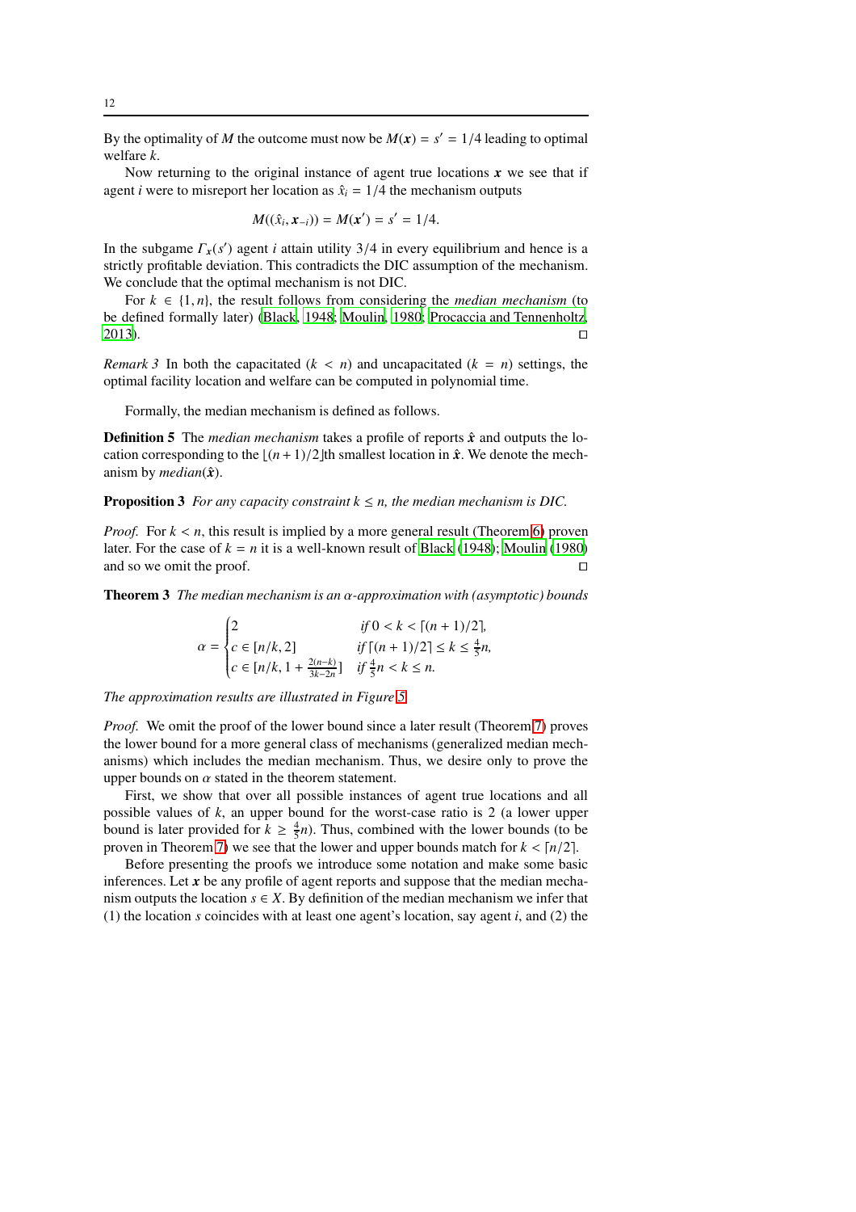By the optimality of $M$ the outcome must now be $M(\boldsymbol{x}) = s' = 1/4$ leading to optimal welfare $k$.

Now returning to the original instance of agent true locations $\boldsymbol{x}$ we see that if agent $i$ were to misreport her location as $\hat{x}_i = 1/4$ the mechanism outputs

$$M((\hat{x}_i, \boldsymbol{x}_{-i})) = M(\boldsymbol{x}') = s' = 1/4.$$

In the subgame $\Gamma_{\boldsymbol{x}}(s')$ agent $i$ attain utility 3/4 in every equilibrium and hence is a strictly profitable deviation. This contradicts the DIC assumption of the mechanism. We conclude that the optimal mechanism is not DIC.

For $k \in \{1, n\}$, the result follows from considering the *median mechanism* (to be defined formally later) (Black, 1948; Moulin, 1980; Procaccia and Tennenholtz, 2013). □

*Remark 3* In both the capacitated ($k < n$) and uncapacitated ($k = n$) settings, the optimal facility location and welfare can be computed in polynomial time.

Formally, the median mechanism is defined as follows.

**Definition 5** The *median mechanism* takes a profile of reports $\hat{\boldsymbol{x}}$ and outputs the location corresponding to the $\lfloor (n+1)/2 \rfloor$th smallest location in $\hat{\boldsymbol{x}}$. We denote the mechanism by *median*$(\hat{\boldsymbol{x}})$.

**Proposition 3** *For any capacity constraint $k \leq n$, the median mechanism is DIC.*

*Proof.* For $k < n$, this result is implied by a more general result (Theorem 6) proven later. For the case of $k = n$ it is a well-known result of Black (1948); Moulin (1980) and so we omit the proof. □

**Theorem 3** *The median mechanism is an $\alpha$-approximation with (asymptotic) bounds*

$$\alpha = \begin{cases} 2 & \text{if } 0 < k < \lceil (n+1)/2 \rceil, \\ c \in [n/k, 2] & \text{if } \lceil (n+1)/2 \rceil \leq k \leq \frac{4}{5}n, \\ c \in [n/k, 1 + \frac{2(n-k)}{3k-2n}] & \text{if } \frac{4}{5}n < k \leq n. \end{cases}$$

*The approximation results are illustrated in Figure 5.*

*Proof.* We omit the proof of the lower bound since a later result (Theorem 7) proves the lower bound for a more general class of mechanisms (generalized median mechanisms) which includes the median mechanism. Thus, we desire only to prove the upper bounds on $\alpha$ stated in the theorem statement.

First, we show that over all possible instances of agent true locations and all possible values of $k$, an upper bound for the worst-case ratio is 2 (a lower upper bound is later provided for $k \geq \frac{4}{5}n$). Thus, combined with the lower bounds (to be proven in Theorem 7) we see that the lower and upper bounds match for $k < \lceil n/2 \rceil$.

Before presenting the proofs we introduce some notation and make some basic inferences. Let $\boldsymbol{x}$ be any profile of agent reports and suppose that the median mechanism outputs the location $s \in X$. By definition of the median mechanism we infer that (1) the location $s$ coincides with at least one agent's location, say agent $i$, and (2) the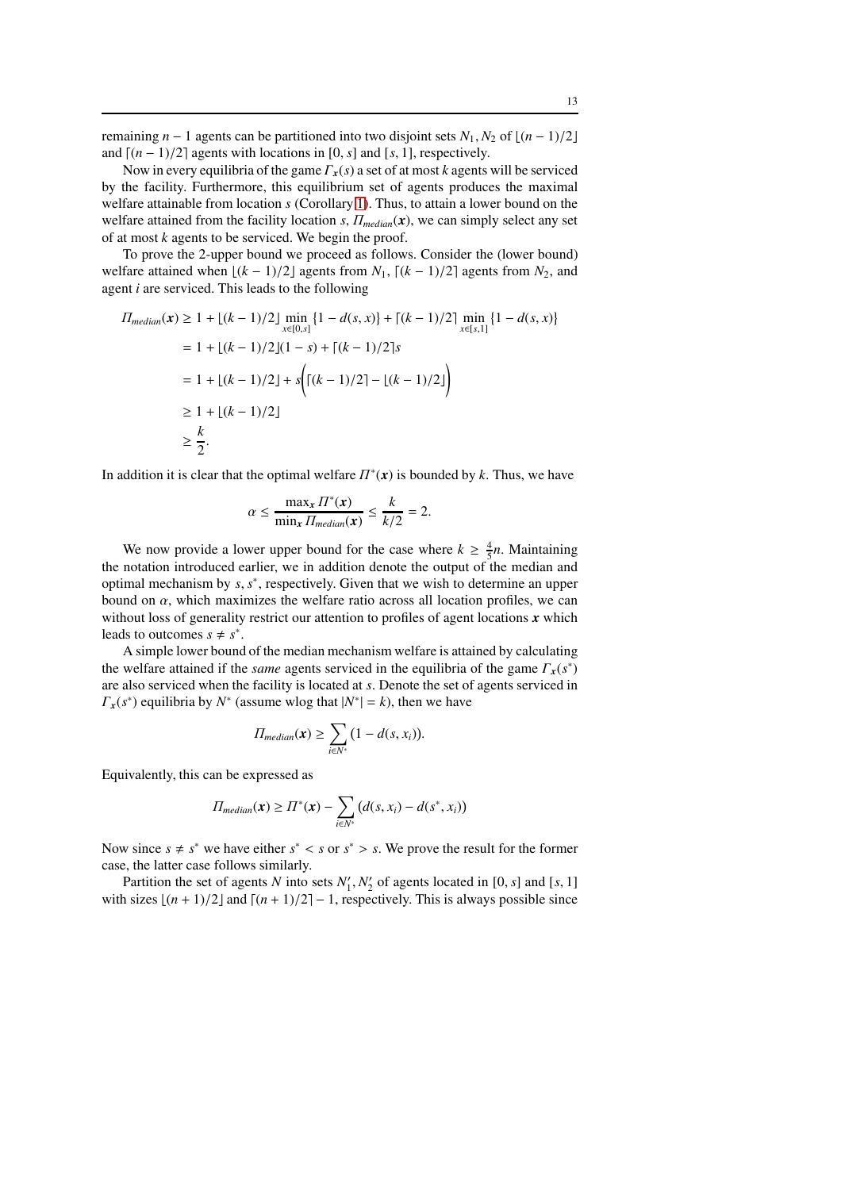remaining $n-1$ agents can be partitioned into two disjoint sets $N_1, N_2$ of $\lfloor (n-1)/2 \rfloor$ and $\lceil (n-1)/2 \rceil$ agents with locations in $[0, s]$ and $[s, 1]$, respectively.

Now in every equilibria of the game $\Gamma_{\boldsymbol{x}}(s)$ a set of at most $k$ agents will be serviced by the facility. Furthermore, this equilibrium set of agents produces the maximal welfare attainable from location $s$ (Corollary 1). Thus, to attain a lower bound on the welfare attained from the facility location $s$, $\Pi_{median}(\boldsymbol{x})$, we can simply select any set of at most $k$ agents to be serviced. We begin the proof.

To prove the 2-upper bound we proceed as follows. Consider the (lower bound) welfare attained when $\lfloor (k-1)/2 \rfloor$ agents from $N_1$, $\lceil (k-1)/2 \rceil$ agents from $N_2$, and agent $i$ are serviced. This leads to the following

$$
\begin{aligned}
\Pi_{median}(\boldsymbol{x}) &\geq 1 + \lfloor (k-1)/2 \rfloor \min_{x \in [0,s]} \{1 - d(s, x)\} + \lceil (k-1)/2 \rceil \min_{x \in [s,1]} \{1 - d(s, x)\} \\
&= 1 + \lfloor (k-1)/2 \rfloor (1 - s) + \lceil (k-1)/2 \rceil s \\
&= 1 + \lfloor (k-1)/2 \rfloor + s \Big( \lceil (k-1)/2 \rceil - \lfloor (k-1)/2 \rfloor \Big) \\
&\geq 1 + \lfloor (k-1)/2 \rfloor \\
&\geq \frac{k}{2}.
\end{aligned}
$$

In addition it is clear that the optimal welfare $\Pi^*(\boldsymbol{x})$ is bounded by $k$. Thus, we have

$$
\alpha \leq \frac{\max_{\boldsymbol{x}} \Pi^*(\boldsymbol{x})}{\min_{\boldsymbol{x}} \Pi_{median}(\boldsymbol{x})} \leq \frac{k}{k/2} = 2.
$$

We now provide a lower upper bound for the case where $k \geq \frac{4}{5}n$. Maintaining the notation introduced earlier, we in addition denote the output of the median and optimal mechanism by $s, s^*$, respectively. Given that we wish to determine an upper bound on $\alpha$, which maximizes the welfare ratio across all location profiles, we can without loss of generality restrict our attention to profiles of agent locations $\boldsymbol{x}$ which leads to outcomes $s \neq s^*$.

A simple lower bound of the median mechanism welfare is attained by calculating the welfare attained if the *same* agents serviced in the equilibria of the game $\Gamma_{\boldsymbol{x}}(s^*)$ are also serviced when the facility is located at $s$. Denote the set of agents serviced in $\Gamma_{\boldsymbol{x}}(s^*)$ equilibria by $N^*$ (assume wlog that $|N^*| = k$), then we have

$$
\Pi_{median}(\boldsymbol{x}) \geq \sum_{i \in N^*} (1 - d(s, x_i)).
$$

Equivalently, this can be expressed as

$$
\Pi_{median}(\boldsymbol{x}) \geq \Pi^*(\boldsymbol{x}) - \sum_{i \in N^*} \big( d(s, x_i) - d(s^*, x_i) \big)
$$

Now since $s \neq s^*$ we have either $s^* < s$ or $s^* > s$. We prove the result for the former case, the latter case follows similarly.

Partition the set of agents $N$ into sets $N_1', N_2'$ of agents located in $[0, s]$ and $[s, 1]$ with sizes $\lfloor (n+1)/2 \rfloor$ and $\lceil (n+1)/2 \rceil - 1$, respectively. This is always possible since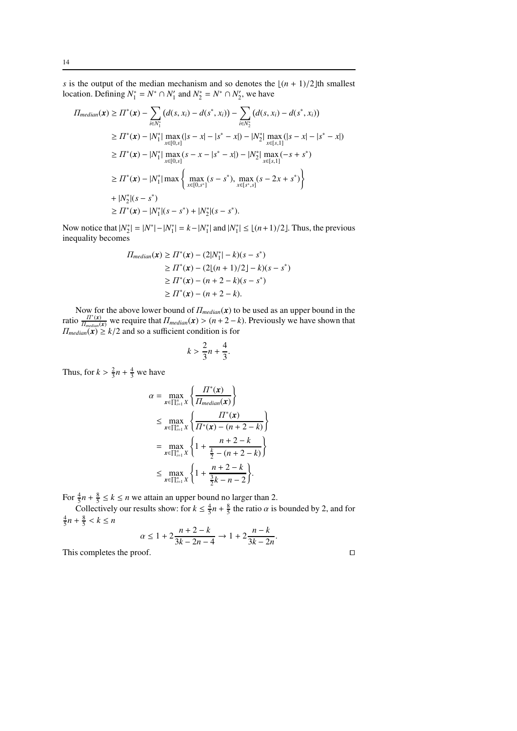$s$ is the output of the median mechanism and so denotes the $\lfloor (n+1)/2 \rfloor$th smallest location. Defining $N_1^* = N^* \cap N_1'$ and $N_2^* = N^* \cap N_2'$, we have

$$
\begin{aligned}
\Pi_{median}(\boldsymbol{x}) &\geq \Pi^*(\boldsymbol{x}) - \sum_{i \in N_1^*} \left(d(s, x_i) - d(s^*, x_i)\right) - \sum_{i \in N_2^*} \left(d(s, x_i) - d(s^*, x_i)\right) \\
&\geq \Pi^*(\boldsymbol{x}) - |N_1^*| \max_{x \in [0,s]} (|s - x| - |s^* - x|) - |N_2^*| \max_{x \in [s,1]} (|s - x| - |s^* - x|) \\
&\geq \Pi^*(\boldsymbol{x}) - |N_1^*| \max_{x \in [0,s]} (s - x - |s^* - x|) - |N_2^*| \max_{x \in [s,1]} (-s + s^*) \\
&\geq \Pi^*(\boldsymbol{x}) - |N_1^*| \max \left\{ \max_{x \in [0,s^*]} (s - s^*), \max_{x \in [s^*,s]} (s - 2x + s^*) \right\} \\
&+ |N_2^*|(s - s^*) \\
&\geq \Pi^*(\boldsymbol{x}) - |N_1^*|(s - s^*) + |N_2^*|(s - s^*).
\end{aligned}
$$

Now notice that $|N_2^*| = |N^*| - |N_1^*| = k - |N_1^*|$ and $|N_1^*| \leq \lfloor (n+1)/2 \rfloor$. Thus, the previous inequality becomes

$$
\begin{aligned}
\Pi_{median}(\boldsymbol{x}) &\geq \Pi^*(\boldsymbol{x}) - (2|N_1^*| - k)(s - s^*) \\
&\geq \Pi^*(\boldsymbol{x}) - (2\lfloor (n+1)/2 \rfloor - k)(s - s^*) \\
&\geq \Pi^*(\boldsymbol{x}) - (n + 2 - k)(s - s^*) \\
&\geq \Pi^*(\boldsymbol{x}) - (n + 2 - k).
\end{aligned}
$$

Now for the above lower bound of $\Pi_{median}(\boldsymbol{x})$ to be used as an upper bound in the ratio $\frac{\Pi^*(\boldsymbol{x})}{\Pi_{median}(\boldsymbol{x})}$ we require that $\Pi_{median}(\boldsymbol{x}) > (n + 2 - k)$. Previously we have shown that $\Pi_{median}(\boldsymbol{x}) \geq k/2$ and so a sufficient condition is for

$$
k > \frac{2}{3}n + \frac{4}{3}.
$$

Thus, for $k > \frac{2}{3}n + \frac{4}{3}$ we have

$$
\begin{aligned}
\alpha &= \max_{\boldsymbol{x} \in \prod_{i=1}^n X} \left\{ \frac{\Pi^*(\boldsymbol{x})}{\Pi_{median}(\boldsymbol{x})} \right\} \\
&\leq \max_{\boldsymbol{x} \in \prod_{i=1}^n X} \left\{ \frac{\Pi^*(\boldsymbol{x})}{\Pi^*(\boldsymbol{x}) - (n + 2 - k)} \right\} \\
&= \max_{\boldsymbol{x} \in \prod_{i=1}^n X} \left\{ 1 + \frac{n + 2 - k}{\frac{k}{2} - (n + 2 - k)} \right\} \\
&\leq \max_{\boldsymbol{x} \in \prod_{i=1}^n X} \left\{ 1 + \frac{n + 2 - k}{\frac{3}{2}k - n - 2} \right\}.
\end{aligned}
$$

For $\frac{4}{5}n + \frac{8}{5} \leq k \leq n$ we attain an upper bound no larger than 2.

Collectively our results show: for $k \leq \frac{4}{5}n + \frac{8}{5}$ the ratio $\alpha$ is bounded by 2, and for $\frac{4}{5}n + \frac{8}{5} < k \leq n$

$$
\alpha \leq 1 + 2\frac{n + 2 - k}{3k - 2n - 4} \to 1 + 2\frac{n - k}{3k - 2n}.
$$

This completes the proof. □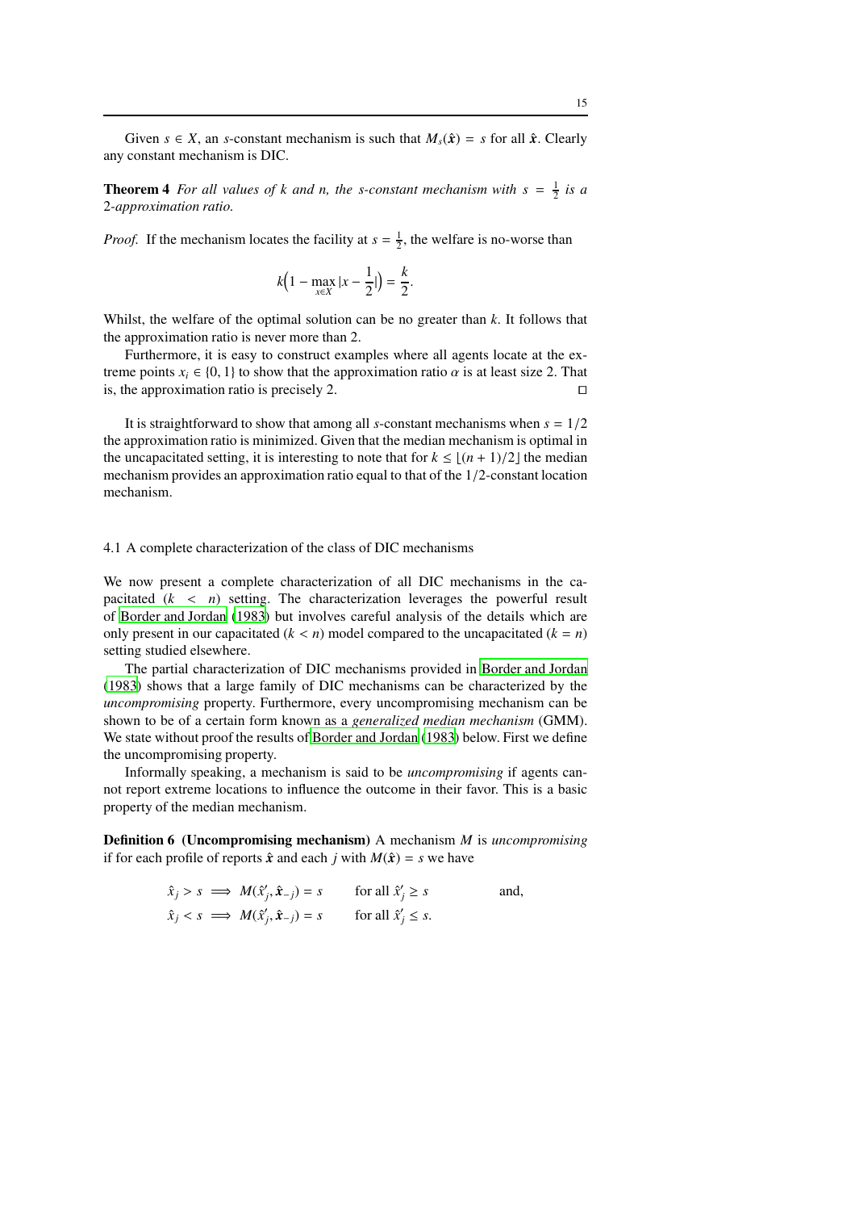Given $s \in X$, an $s$-constant mechanism is such that $M_s(\hat{\boldsymbol{x}}) = s$ for all $\hat{\boldsymbol{x}}$. Clearly any constant mechanism is DIC.

**Theorem 4** *For all values of $k$ and $n$, the $s$-constant mechanism with $s = \frac{1}{2}$ is a 2-approximation ratio.*

*Proof.* If the mechanism locates the facility at $s = \frac{1}{2}$, the welfare is no-worse than

$$k\Big(1 - \max_{x \in X} |x - \frac{1}{2}|\Big) = \frac{k}{2}.$$

Whilst, the welfare of the optimal solution can be no greater than $k$. It follows that the approximation ratio is never more than 2.

Furthermore, it is easy to construct examples where all agents locate at the extreme points $x_i \in \{0, 1\}$ to show that the approximation ratio $\alpha$ is at least size 2. That is, the approximation ratio is precisely 2. □

It is straightforward to show that among all $s$-constant mechanisms when $s = 1/2$ the approximation ratio is minimized. Given that the median mechanism is optimal in the uncapacitated setting, it is interesting to note that for $k \leq \lfloor (n+1)/2 \rfloor$ the median mechanism provides an approximation ratio equal to that of the $1/2$-constant location mechanism.

## 4.1 A complete characterization of the class of DIC mechanisms

We now present a complete characterization of all DIC mechanisms in the capacitated ($k < n$) setting. The characterization leverages the powerful result of Border and Jordan (1983) but involves careful analysis of the details which are only present in our capacitated ($k < n$) model compared to the uncapacitated ($k = n$) setting studied elsewhere.

The partial characterization of DIC mechanisms provided in Border and Jordan (1983) shows that a large family of DIC mechanisms can be characterized by the *uncompromising* property. Furthermore, every uncompromising mechanism can be shown to be of a certain form known as a *generalized median mechanism* (GMM). We state without proof the results of Border and Jordan (1983) below. First we define the uncompromising property.

Informally speaking, a mechanism is said to be *uncompromising* if agents cannot report extreme locations to influence the outcome in their favor. This is a basic property of the median mechanism.

**Definition 6 (Uncompromising mechanism)** A mechanism $M$ is *uncompromising* if for each profile of reports $\hat{\boldsymbol{x}}$ and each $j$ with $M(\hat{\boldsymbol{x}}) = s$ we have

$$\hat{x}_j > s \implies M(\hat{x}'_j, \hat{\boldsymbol{x}}_{-j}) = s \qquad \text{for all } \hat{x}'_j \geq s \qquad \text{and,}$$
$$\hat{x}_j < s \implies M(\hat{x}'_j, \hat{\boldsymbol{x}}_{-j}) = s \qquad \text{for all } \hat{x}'_j \leq s.$$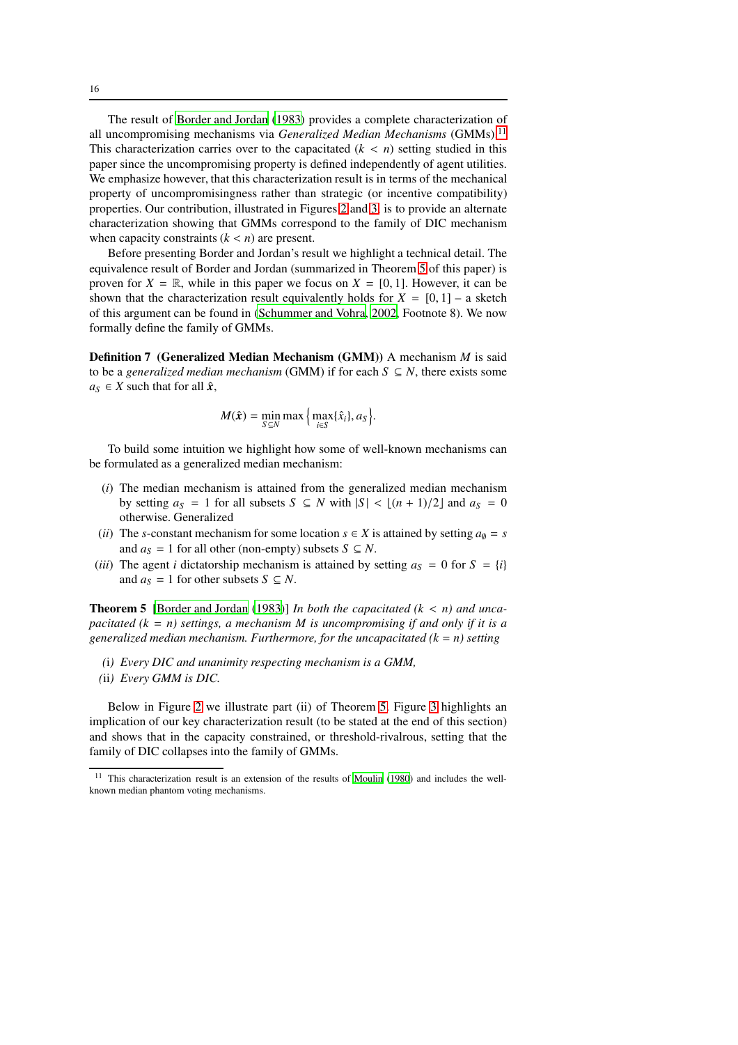The result of Border and Jordan (1983) provides a complete characterization of all uncompromising mechanisms via *Generalized Median Mechanisms* (GMMs).[11] This characterization carries over to the capacitated ($k < n$) setting studied in this paper since the uncompromising property is defined independently of agent utilities. We emphasize however, that this characterization result is in terms of the mechanical property of uncompromisingness rather than strategic (or incentive compatibility) properties. Our contribution, illustrated in Figures 2 and 3, is to provide an alternate characterization showing that GMMs correspond to the family of DIC mechanism when capacity constraints ($k < n$) are present.

Before presenting Border and Jordan's result we highlight a technical detail. The equivalence result of Border and Jordan (summarized in Theorem 5 of this paper) is proven for $X = \mathbb{R}$, while in this paper we focus on $X = [0, 1]$. However, it can be shown that the characterization result equivalently holds for $X = [0, 1]$ – a sketch of this argument can be found in (Schummer and Vohra, 2002, Footnote 8). We now formally define the family of GMMs.

**Definition 7 (Generalized Median Mechanism (GMM))** A mechanism $M$ is said to be a *generalized median mechanism* (GMM) if for each $S \subseteq N$, there exists some $a_S \in X$ such that for all $\hat{\boldsymbol{x}}$,

$$M(\hat{\boldsymbol{x}}) = \min_{S \subseteq N} \max\left\{ \max_{i \in S} \{\hat{x}_i\}, a_S \right\}.$$

To build some intuition we highlight how some of well-known mechanisms can be formulated as a generalized median mechanism:

- ($i$) The median mechanism is attained from the generalized median mechanism by setting $a_S = 1$ for all subsets $S \subseteq N$ with $|S| < \lfloor (n+1)/2 \rfloor$ and $a_S = 0$ otherwise. Generalized
- ($ii$) The $s$-constant mechanism for some location $s \in X$ is attained by setting $a_\emptyset = s$ and $a_S = 1$ for all other (non-empty) subsets $S \subseteq N$.
- ($iii$) The agent $i$ dictatorship mechanism is attained by setting $a_S = 0$ for $S = \{i\}$ and $a_S = 1$ for other subsets $S \subseteq N$.

**Theorem 5** [Border and Jordan (1983)] *In both the capacitated ($k < n$) and uncapacitated ($k = n$) settings, a mechanism $M$ is uncompromising if and only if it is a generalized median mechanism. Furthermore, for the uncapacitated ($k = n$) setting*

- (i) *Every DIC and unanimity respecting mechanism is a GMM,*
- (ii) *Every GMM is DIC.*

Below in Figure 2 we illustrate part (ii) of Theorem 5. Figure 3 highlights an implication of our key characterization result (to be stated at the end of this section) and shows that in the capacity constrained, or threshold-rivalrous, setting that the family of DIC collapses into the family of GMMs.

[11] This characterization result is an extension of the results of Moulin (1980) and includes the well-known median phantom voting mechanisms.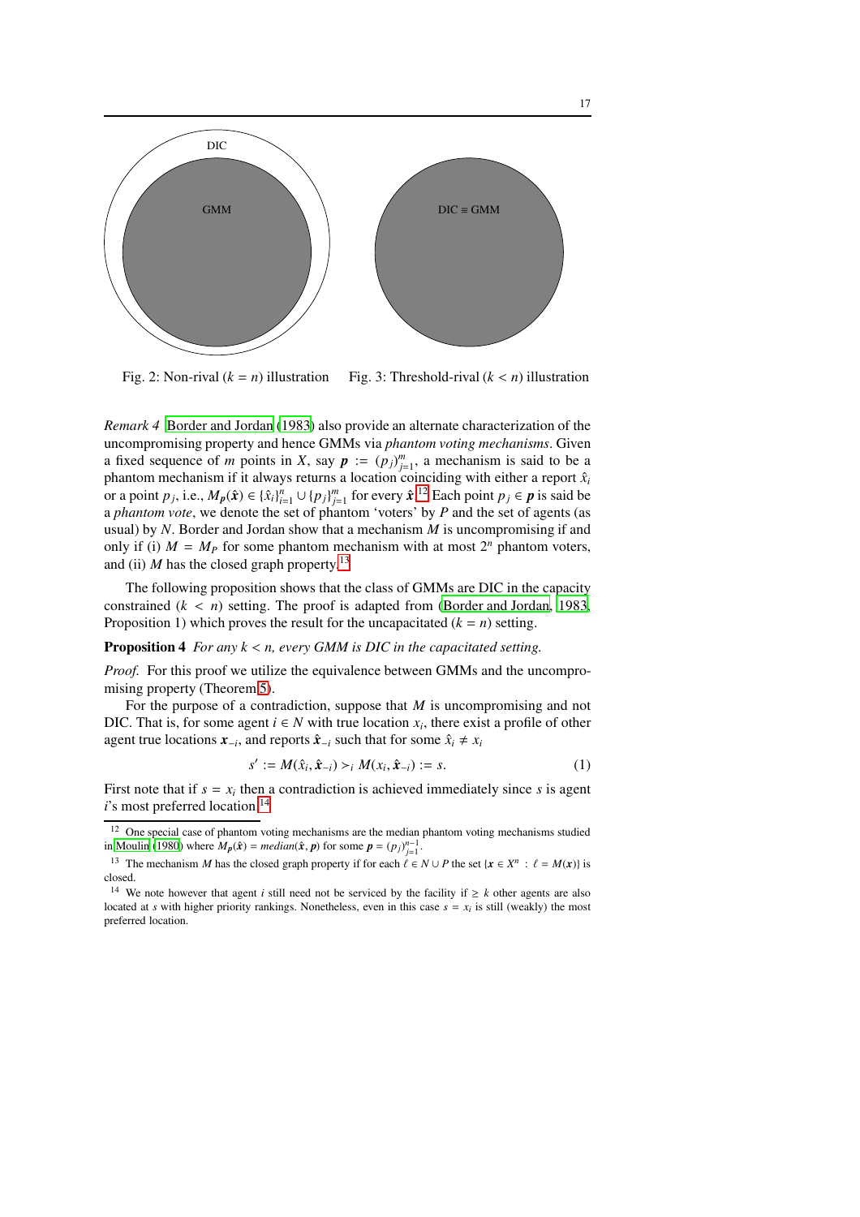DIC

GMM

DIC ≡ GMM

Fig. 2: Non-rival ($k = n$) illustration

Fig. 3: Threshold-rival ($k < n$) illustration

*Remark 4* Border and Jordan (1983) also provide an alternate characterization of the uncompromising property and hence GMMs via *phantom voting mechanisms*. Given a fixed sequence of $m$ points in $X$, say $\boldsymbol{p} := (p_j)_{j=1}^m$, a mechanism is said to be a phantom mechanism if it always returns a location coinciding with either a report $\hat{x}_i$ or a point $p_j$, i.e., $M_{\boldsymbol{p}}(\hat{\boldsymbol{x}}) \in \{\hat{x}_i\}_{i=1}^n \cup \{p_j\}_{j=1}^m$ for every $\hat{\boldsymbol{x}}$.[12] Each point $p_j \in \boldsymbol{p}$ is said be a *phantom vote*, we denote the set of phantom 'voters' by $P$ and the set of agents (as usual) by $N$. Border and Jordan show that a mechanism $M$ is uncompromising if and only if (i) $M = M_P$ for some phantom mechanism with at most $2^n$ phantom voters, and (ii) $M$ has the closed graph property.[13]

The following proposition shows that the class of GMMs are DIC in the capacity constrained ($k < n$) setting. The proof is adapted from (Border and Jordan, 1983, Proposition 1) which proves the result for the uncapacitated ($k = n$) setting.

**Proposition 4** *For any $k < n$, every GMM is DIC in the capacitated setting.*

*Proof.* For this proof we utilize the equivalence between GMMs and the uncompromising property (Theorem 5).

For the purpose of a contradiction, suppose that $M$ is uncompromising and not DIC. That is, for some agent $i \in N$ with true location $x_i$, there exist a profile of other agent true locations $\boldsymbol{x}_{-i}$, and reports $\hat{\boldsymbol{x}}_{-i}$ such that for some $\hat{x}_i \neq x_i$

$$s' := M(\hat{x}_i, \hat{\boldsymbol{x}}_{-i}) \succ_i M(x_i, \hat{\boldsymbol{x}}_{-i}) := s. \tag{1}$$

First note that if $s = x_i$ then a contradiction is achieved immediately since $s$ is agent $i$'s most preferred location.[14]

---

[12] One special case of phantom voting mechanisms are the median phantom voting mechanisms studied in Moulin (1980) where $M_{\boldsymbol{p}}(\hat{\boldsymbol{x}}) = median(\hat{\boldsymbol{x}}, \boldsymbol{p})$ for some $\boldsymbol{p} = (p_j)_{j=1}^{n-1}$.

[13] The mechanism $M$ has the closed graph property if for each $\ell \in N \cup P$ the set $\{\boldsymbol{x} \in X^n : \ell = M(\boldsymbol{x})\}$ is closed.

[14] We note however that agent $i$ still need not be serviced by the facility if $\geq k$ other agents are also located at $s$ with higher priority rankings. Nonetheless, even in this case $s = x_i$ is still (weakly) the most preferred location.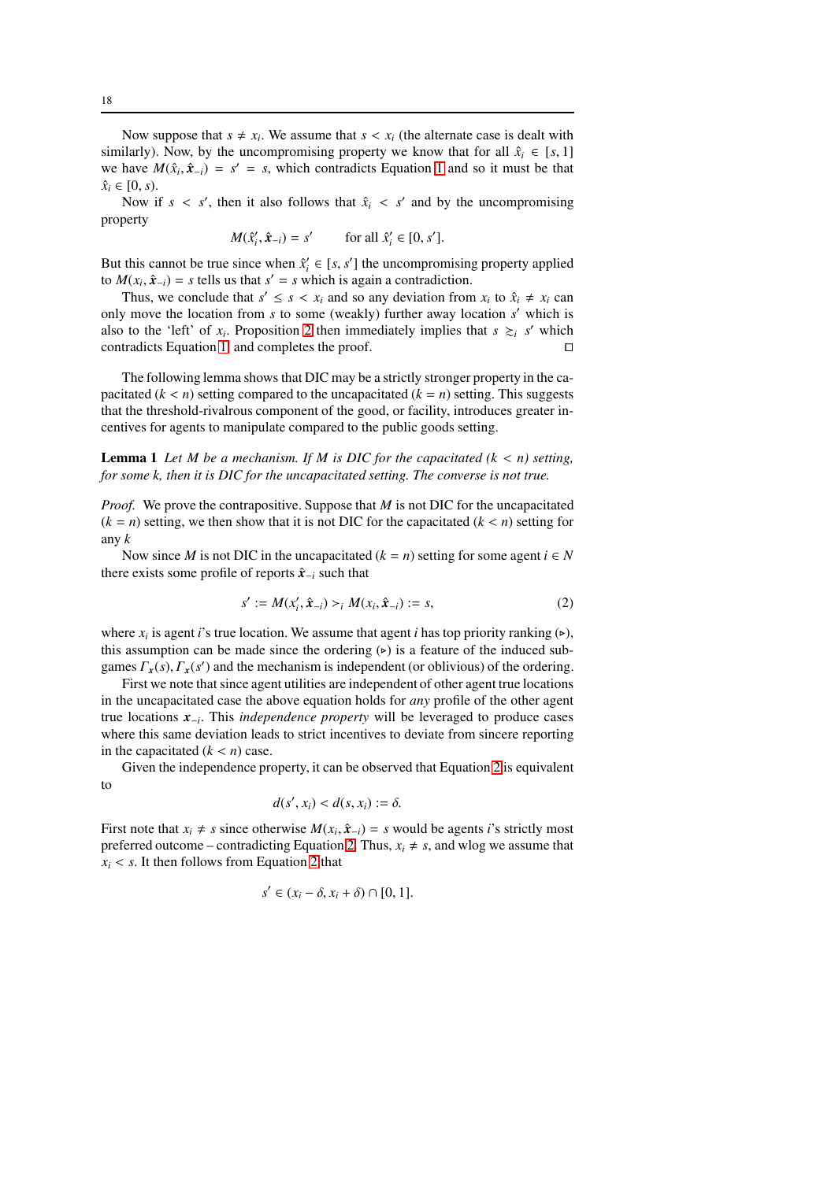Now suppose that $s \neq x_i$. We assume that $s < x_i$ (the alternate case is dealt with similarly). Now, by the uncompromising property we know that for all $\hat{x}_i \in [s, 1]$ we have $M(\hat{x}_i, \hat{\boldsymbol{x}}_{-i}) = s' = s$, which contradicts Equation 1 and so it must be that $\hat{x}_i \in [0, s)$.

Now if $s < s'$, then it also follows that $\hat{x}_i < s'$ and by the uncompromising property

$$M(\hat{x}'_i, \hat{\boldsymbol{x}}_{-i}) = s' \qquad \text{for all } \hat{x}'_i \in [0, s'].$$

But this cannot be true since when $\hat{x}'_i \in [s, s']$ the uncompromising property applied to $M(x_i, \hat{\boldsymbol{x}}_{-i}) = s$ tells us that $s' = s$ which is again a contradiction.

Thus, we conclude that $s' \leq s < x_i$ and so any deviation from $x_i$ to $\hat{x}_i \neq x_i$ can only move the location from $s$ to some (weakly) further away location $s'$ which is also to the 'left' of $x_i$. Proposition 2 then immediately implies that $s \succsim_i s'$ which contradicts Equation 1 and completes the proof. □

The following lemma shows that DIC may be a strictly stronger property in the capacitated ($k < n$) setting compared to the uncapacitated ($k = n$) setting. This suggests that the threshold-rivalrous component of the good, or facility, introduces greater incentives for agents to manipulate compared to the public goods setting.

**Lemma 1** *Let $M$ be a mechanism. If $M$ is DIC for the capacitated ($k < n$) setting, for some $k$, then it is DIC for the uncapacitated setting. The converse is not true.*

*Proof.* We prove the contrapositive. Suppose that $M$ is not DIC for the uncapacitated ($k = n$) setting, we then show that it is not DIC for the capacitated ($k < n$) setting for any $k$

Now since $M$ is not DIC in the uncapacitated ($k = n$) setting for some agent $i \in N$ there exists some profile of reports $\hat{\boldsymbol{x}}_{-i}$ such that

$$s' := M(x'_i, \hat{\boldsymbol{x}}_{-i}) \succ_i M(x_i, \hat{\boldsymbol{x}}_{-i}) := s, \tag{2}$$

where $x_i$ is agent $i$'s true location. We assume that agent $i$ has top priority ranking ($\triangleright$), this assumption can be made since the ordering ($\triangleright$) is a feature of the induced subgames $\Gamma_{\boldsymbol{x}}(s), \Gamma_{\boldsymbol{x}}(s')$ and the mechanism is independent (or oblivious) of the ordering.

First we note that since agent utilities are independent of other agent true locations in the uncapacitated case the above equation holds for *any* profile of the other agent true locations $\boldsymbol{x}_{-i}$. This *independence property* will be leveraged to produce cases where this same deviation leads to strict incentives to deviate from sincere reporting in the capacitated ($k < n$) case.

Given the independence property, it can be observed that Equation 2 is equivalent to

$$d(s', x_i) < d(s, x_i) := \delta.$$

First note that $x_i \neq s$ since otherwise $M(x_i, \hat{\boldsymbol{x}}_{-i}) = s$ would be agents $i$'s strictly most preferred outcome – contradicting Equation 2. Thus, $x_i \neq s$, and wlog we assume that $x_i < s$. It then follows from Equation 2 that

$$s' \in (x_i - \delta, x_i + \delta) \cap [0, 1].$$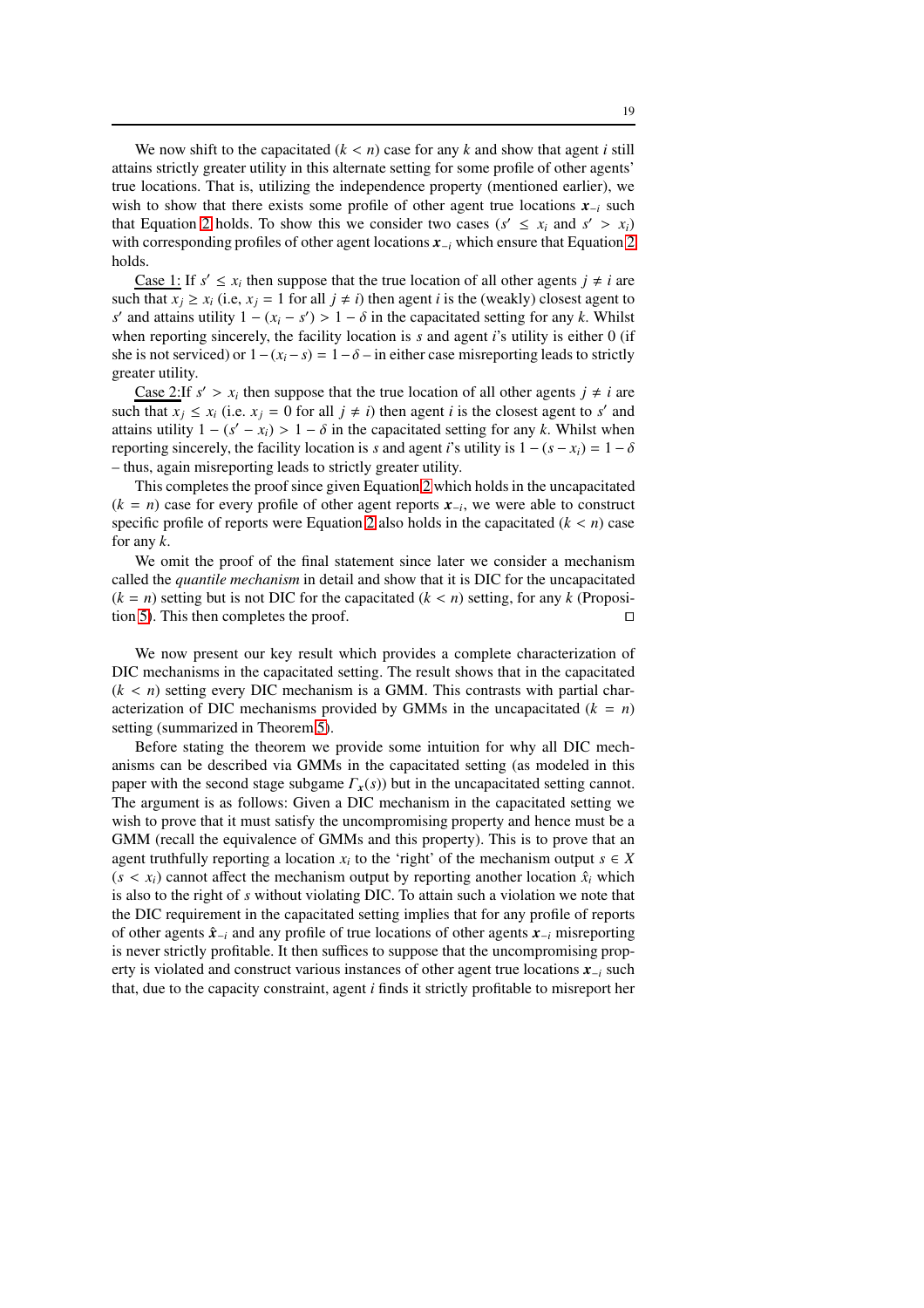We now shift to the capacitated ($k < n$) case for any $k$ and show that agent $i$ still attains strictly greater utility in this alternate setting for some profile of other agents' true locations. That is, utilizing the independence property (mentioned earlier), we wish to show that there exists some profile of other agent true locations $\boldsymbol{x}_{-i}$ such that Equation 2 holds. To show this we consider two cases ($s' \leq x_i$ and $s' > x_i$) with corresponding profiles of other agent locations $\boldsymbol{x}_{-i}$ which ensure that Equation 2 holds.

Case 1: If $s' \leq x_i$ then suppose that the true location of all other agents $j \neq i$ are such that $x_j \geq x_i$ (i.e, $x_j = 1$ for all $j \neq i$) then agent $i$ is the (weakly) closest agent to $s'$ and attains utility $1 - (x_i - s') > 1 - \delta$ in the capacitated setting for any $k$. Whilst when reporting sincerely, the facility location is $s$ and agent $i$'s utility is either 0 (if she is not serviced) or $1 - (x_i - s) = 1 - \delta$ – in either case misreporting leads to strictly greater utility.

Case 2:If $s' > x_i$ then suppose that the true location of all other agents $j \neq i$ are such that $x_j \leq x_i$ (i.e. $x_j = 0$ for all $j \neq i$) then agent $i$ is the closest agent to $s'$ and attains utility $1 - (s' - x_i) > 1 - \delta$ in the capacitated setting for any $k$. Whilst when reporting sincerely, the facility location is $s$ and agent $i$'s utility is $1 - (s - x_i) = 1 - \delta$ – thus, again misreporting leads to strictly greater utility.

This completes the proof since given Equation 2 which holds in the uncapacitated ($k = n$) case for every profile of other agent reports $\boldsymbol{x}_{-i}$, we were able to construct specific profile of reports were Equation 2 also holds in the capacitated ($k < n$) case for any $k$.

We omit the proof of the final statement since later we consider a mechanism called the *quantile mechanism* in detail and show that it is DIC for the uncapacitated ($k = n$) setting but is not DIC for the capacitated ($k < n$) setting, for any $k$ (Proposition 5). This then completes the proof. □

We now present our key result which provides a complete characterization of DIC mechanisms in the capacitated setting. The result shows that in the capacitated ($k < n$) setting every DIC mechanism is a GMM. This contrasts with partial characterization of DIC mechanisms provided by GMMs in the uncapacitated ($k = n$) setting (summarized in Theorem 5).

Before stating the theorem we provide some intuition for why all DIC mechanisms can be described via GMMs in the capacitated setting (as modeled in this paper with the second stage subgame $\Gamma_{\boldsymbol{x}}(s)$) but in the uncapacitated setting cannot. The argument is as follows: Given a DIC mechanism in the capacitated setting we wish to prove that it must satisfy the uncompromising property and hence must be a GMM (recall the equivalence of GMMs and this property). This is to prove that an agent truthfully reporting a location $x_i$ to the 'right' of the mechanism output $s \in X$ ($s < x_i$) cannot affect the mechanism output by reporting another location $\hat{x}_i$ which is also to the right of $s$ without violating DIC. To attain such a violation we note that the DIC requirement in the capacitated setting implies that for any profile of reports of other agents $\hat{\boldsymbol{x}}_{-i}$ and any profile of true locations of other agents $\boldsymbol{x}_{-i}$ misreporting is never strictly profitable. It then suffices to suppose that the uncompromising property is violated and construct various instances of other agent true locations $\boldsymbol{x}_{-i}$ such that, due to the capacity constraint, agent $i$ finds it strictly profitable to misreport her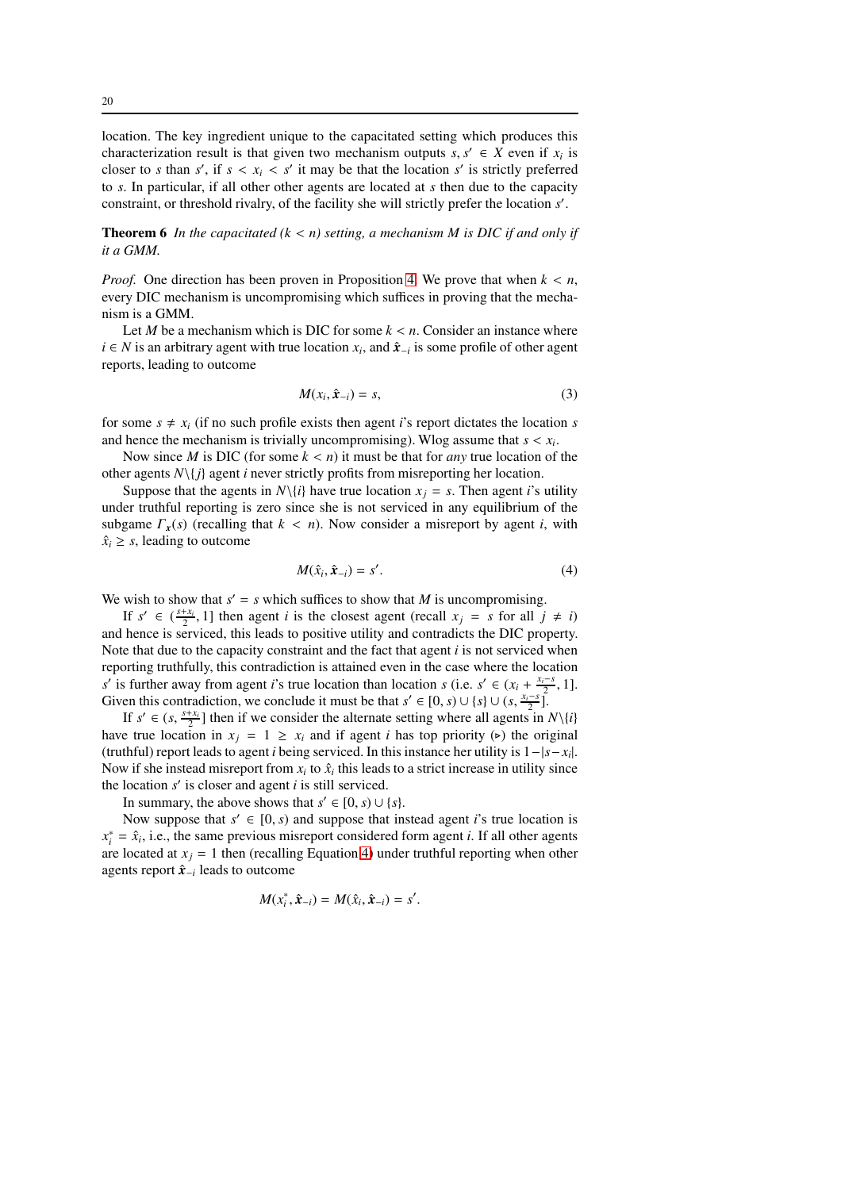location. The key ingredient unique to the capacitated setting which produces this characterization result is that given two mechanism outputs $s, s' \in X$ even if $x_i$ is closer to $s$ than $s'$, if $s < x_i < s'$ it may be that the location $s'$ is strictly preferred to $s$. In particular, if all other other agents are located at $s$ then due to the capacity constraint, or threshold rivalry, of the facility she will strictly prefer the location $s'$.

**Theorem 6** *In the capacitated ($k < n$) setting, a mechanism $M$ is DIC if and only if it a GMM.*

*Proof.* One direction has been proven in Proposition 4. We prove that when $k < n$, every DIC mechanism is uncompromising which suffices in proving that the mechanism is a GMM.

Let $M$ be a mechanism which is DIC for some $k < n$. Consider an instance where $i \in N$ is an arbitrary agent with true location $x_i$, and $\hat{\boldsymbol{x}}_{-i}$ is some profile of other agent reports, leading to outcome

$$M(x_i, \hat{\boldsymbol{x}}_{-i}) = s, \tag{3}$$

for some $s \neq x_i$ (if no such profile exists then agent $i$'s report dictates the location $s$ and hence the mechanism is trivially uncompromising). Wlog assume that $s < x_i$.

Now since $M$ is DIC (for some $k < n$) it must be that for *any* true location of the other agents $N \backslash \{j\}$ agent $i$ never strictly profits from misreporting her location.

Suppose that the agents in $N \backslash \{i\}$ have true location $x_j = s$. Then agent $i$'s utility under truthful reporting is zero since she is not serviced in any equilibrium of the subgame $\Gamma_{\boldsymbol{x}}(s)$ (recalling that $k < n$). Now consider a misreport by agent $i$, with $\hat{x}_i \geq s$, leading to outcome

$$M(\hat{x}_i, \hat{\boldsymbol{x}}_{-i}) = s'. \tag{4}$$

We wish to show that $s' = s$ which suffices to show that $M$ is uncompromising.

If $s' \in (\frac{s+x_i}{2}, 1]$ then agent $i$ is the closest agent (recall $x_j = s$ for all $j \neq i$) and hence is serviced, this leads to positive utility and contradicts the DIC property. Note that due to the capacity constraint and the fact that agent $i$ is not serviced when reporting truthfully, this contradiction is attained even in the case where the location $s'$ is further away from agent $i$'s true location than location $s$ (i.e. $s' \in (x_i + \frac{x_i - s}{2}, 1]$. Given this contradiction, we conclude it must be that $s' \in [0, s) \cup \{s\} \cup (s, \frac{x_i - s}{2}]$.

If $s' \in (s, \frac{s+x_i}{2}]$ then if we consider the alternate setting where all agents in $N \backslash \{i\}$ have true location in $x_j = 1 \geq x_i$ and if agent $i$ has top priority ($\triangleright$) the original (truthful) report leads to agent $i$ being serviced. In this instance her utility is $1 - |s - x_i|$. Now if she instead misreport from $x_i$ to $\hat{x}_i$ this leads to a strict increase in utility since the location $s'$ is closer and agent $i$ is still serviced.

In summary, the above shows that $s' \in [0, s) \cup \{s\}$.

Now suppose that $s' \in [0, s)$ and suppose that instead agent $i$'s true location is $x_i^* = \hat{x}_i$, i.e., the same previous misreport considered form agent $i$. If all other agents are located at $x_j = 1$ then (recalling Equation 4) under truthful reporting when other agents report $\hat{\boldsymbol{x}}_{-i}$ leads to outcome

$$M(x_i^*, \hat{\boldsymbol{x}}_{-i}) = M(\hat{x}_i, \hat{\boldsymbol{x}}_{-i}) = s'.$$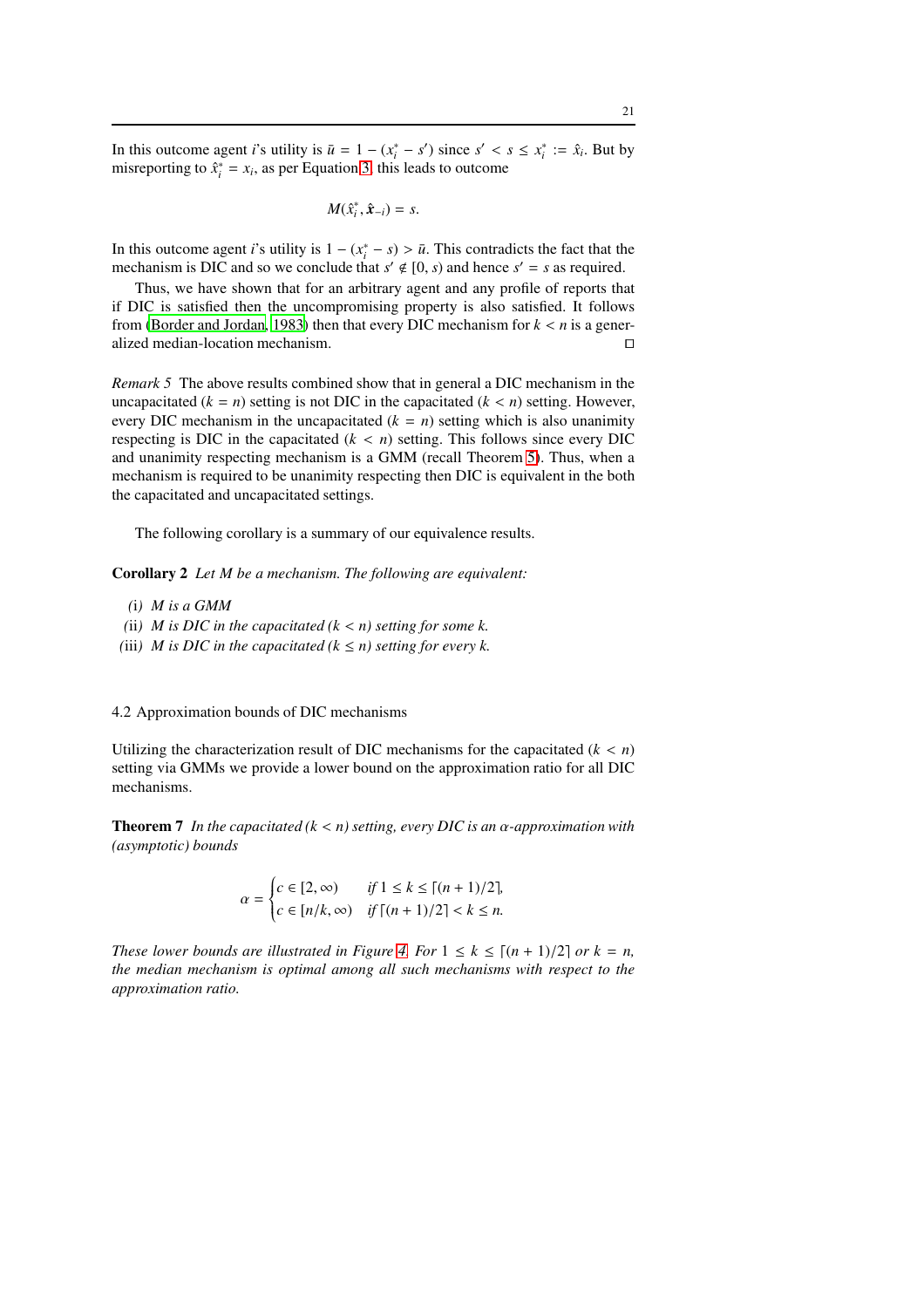In this outcome agent $i$'s utility is $\bar{u} = 1 - (x_i^* - s')$ since $s' < s \leq x_i^* := \hat{x}_i$. But by misreporting to $\hat{x}_i^* = x_i$, as per Equation 3, this leads to outcome

$$M(\hat{x}_i^*, \hat{\boldsymbol{x}}_{-i}) = s.$$

In this outcome agent $i$'s utility is $1 - (x_i^* - s) > \bar{u}$. This contradicts the fact that the mechanism is DIC and so we conclude that $s' \notin [0, s)$ and hence $s' = s$ as required.

Thus, we have shown that for an arbitrary agent and any profile of reports that if DIC is satisfied then the uncompromising property is also satisfied. It follows from (Border and Jordan, 1983) then that every DIC mechanism for $k < n$ is a generalized median-location mechanism. □

*Remark 5* The above results combined show that in general a DIC mechanism in the uncapacitated ($k = n$) setting is not DIC in the capacitated ($k < n$) setting. However, every DIC mechanism in the uncapacitated ($k = n$) setting which is also unanimity respecting is DIC in the capacitated ($k < n$) setting. This follows since every DIC and unanimity respecting mechanism is a GMM (recall Theorem 5). Thus, when a mechanism is required to be unanimity respecting then DIC is equivalent in the both the capacitated and uncapacitated settings.

The following corollary is a summary of our equivalence results.

**Corollary 2** *Let $M$ be a mechanism. The following are equivalent:*

(i) *$M$ is a GMM*
(ii) *$M$ is DIC in the capacitated ($k < n$) setting for some $k$.*
(iii) *$M$ is DIC in the capacitated ($k \leq n$) setting for every $k$.*

### 4.2 Approximation bounds of DIC mechanisms

Utilizing the characterization result of DIC mechanisms for the capacitated ($k < n$) setting via GMMs we provide a lower bound on the approximation ratio for all DIC mechanisms.

**Theorem 7** *In the capacitated ($k < n$) setting, every DIC is an $\alpha$-approximation with (asymptotic) bounds*

$$\alpha = \begin{cases} c \in [2, \infty) & \text{if } 1 \leq k \leq \lceil (n+1)/2 \rceil, \\ c \in [n/k, \infty) & \text{if } \lceil (n+1)/2 \rceil < k \leq n. \end{cases}$$

*These lower bounds are illustrated in Figure 4. For $1 \leq k \leq \lceil (n+1)/2 \rceil$ or $k = n$, the median mechanism is optimal among all such mechanisms with respect to the approximation ratio.*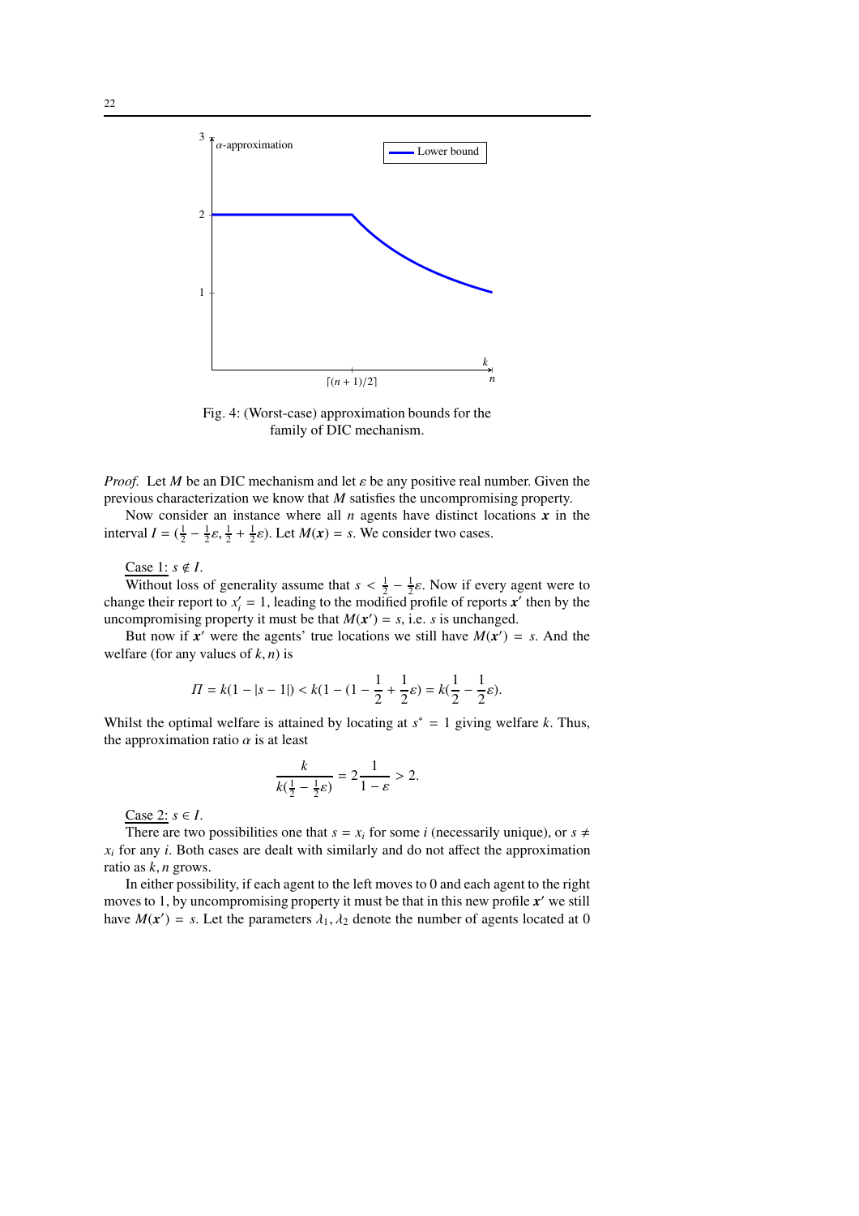Fig. 4: (Worst-case) approximation bounds for the family of DIC mechanism.

*Proof.* Let $M$ be an DIC mechanism and let $\varepsilon$ be any positive real number. Given the previous characterization we know that $M$ satisfies the uncompromising property.

Now consider an instance where all $n$ agents have distinct locations $\boldsymbol{x}$ in the interval $I = (\frac{1}{2} - \frac{1}{2}\varepsilon, \frac{1}{2} + \frac{1}{2}\varepsilon)$. Let $M(\boldsymbol{x}) = s$. We consider two cases.

Case 1: $s \notin I$.

Without loss of generality assume that $s < \frac{1}{2} - \frac{1}{2}\varepsilon$. Now if every agent were to change their report to $x'_i = 1$, leading to the modified profile of reports $\boldsymbol{x}'$ then by the uncompromising property it must be that $M(\boldsymbol{x}') = s$, i.e. $s$ is unchanged.

But now if $\boldsymbol{x}'$ were the agents' true locations we still have $M(\boldsymbol{x}') = s$. And the welfare (for any values of $k, n$) is

$$\Pi = k(1 - |s - 1|) < k(1 - (1 - \frac{1}{2} + \frac{1}{2}\varepsilon) = k(\frac{1}{2} - \frac{1}{2}\varepsilon).$$

Whilst the optimal welfare is attained by locating at $s^* = 1$ giving welfare $k$. Thus, the approximation ratio $\alpha$ is at least

$$\frac{k}{k(\frac{1}{2} - \frac{1}{2}\varepsilon)} = 2\frac{1}{1 - \varepsilon} > 2.$$

Case 2: $s \in I$.

There are two possibilities one that $s = x_i$ for some $i$ (necessarily unique), or $s \neq x_i$ for any $i$. Both cases are dealt with similarly and do not affect the approximation ratio as $k, n$ grows.

In either possibility, if each agent to the left moves to 0 and each agent to the right moves to 1, by uncompromising property it must be that in this new profile $\boldsymbol{x}'$ we still have $M(\boldsymbol{x}') = s$. Let the parameters $\lambda_1, \lambda_2$ denote the number of agents located at 0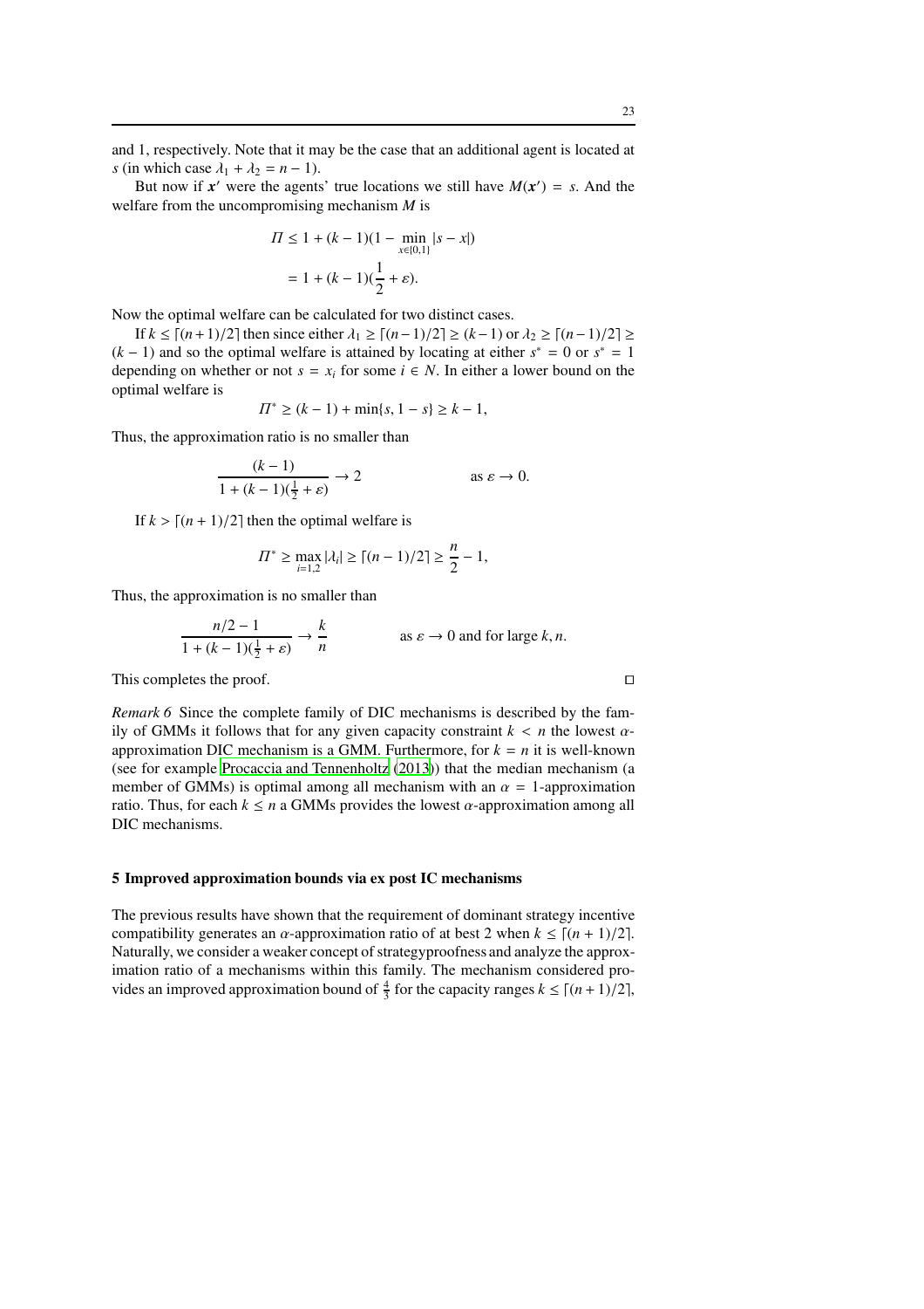and 1, respectively. Note that it may be the case that an additional agent is located at $s$ (in which case $\lambda_1 + \lambda_2 = n - 1$).

But now if $\boldsymbol{x}'$ were the agents' true locations we still have $M(\boldsymbol{x}') = s$. And the welfare from the uncompromising mechanism $M$ is

$$\begin{aligned} \Pi &\leq 1 + (k-1)(1 - \min_{x \in \{0,1\}} |s - x|) \\ &= 1 + (k-1)(\frac{1}{2} + \varepsilon). \end{aligned}$$

Now the optimal welfare can be calculated for two distinct cases.

If $k \leq \lceil (n+1)/2 \rceil$ then since either $\lambda_1 \geq \lceil (n-1)/2 \rceil \geq (k-1)$ or $\lambda_2 \geq \lceil (n-1)/2 \rceil \geq (k-1)$ and so the optimal welfare is attained by locating at either $s^* = 0$ or $s^* = 1$ depending on whether or not $s = x_i$ for some $i \in N$. In either a lower bound on the optimal welfare is

$$\Pi^* \geq (k-1) + \min\{s, 1-s\} \geq k - 1,$$

Thus, the approximation ratio is no smaller than

$$\frac{(k-1)}{1 + (k-1)(\frac{1}{2} + \varepsilon)} \rightarrow 2 \qquad\qquad \text{as } \varepsilon \rightarrow 0.$$

If $k > \lceil (n+1)/2 \rceil$ then the optimal welfare is

$$\Pi^* \geq \max_{i=1,2} |\lambda_i| \geq \lceil (n-1)/2 \rceil \geq \frac{n}{2} - 1,$$

Thus, the approximation is no smaller than

$$\frac{n/2 - 1}{1 + (k-1)(\frac{1}{2} + \varepsilon)} \rightarrow \frac{k}{n} \qquad\qquad \text{as } \varepsilon \rightarrow 0 \text{ and for large } k, n.$$

This completes the proof. □

*Remark 6* Since the complete family of DIC mechanisms is described by the family of GMMs it follows that for any given capacity constraint $k < n$ the lowest $\alpha$-approximation DIC mechanism is a GMM. Furthermore, for $k = n$ it is well-known (see for example Procaccia and Tennenholtz (2013)) that the median mechanism (a member of GMMs) is optimal among all mechanism with an $\alpha = 1$-approximation ratio. Thus, for each $k \leq n$ a GMMs provides the lowest $\alpha$-approximation among all DIC mechanisms.

## 5 Improved approximation bounds via ex post IC mechanisms

The previous results have shown that the requirement of dominant strategy incentive compatibility generates an $\alpha$-approximation ratio of at best 2 when $k \leq \lceil (n+1)/2 \rceil$. Naturally, we consider a weaker concept of strategyproofness and analyze the approximation ratio of a mechanisms within this family. The mechanism considered provides an improved approximation bound of $\frac{4}{3}$ for the capacity ranges $k \leq \lceil (n+1)/2 \rceil$,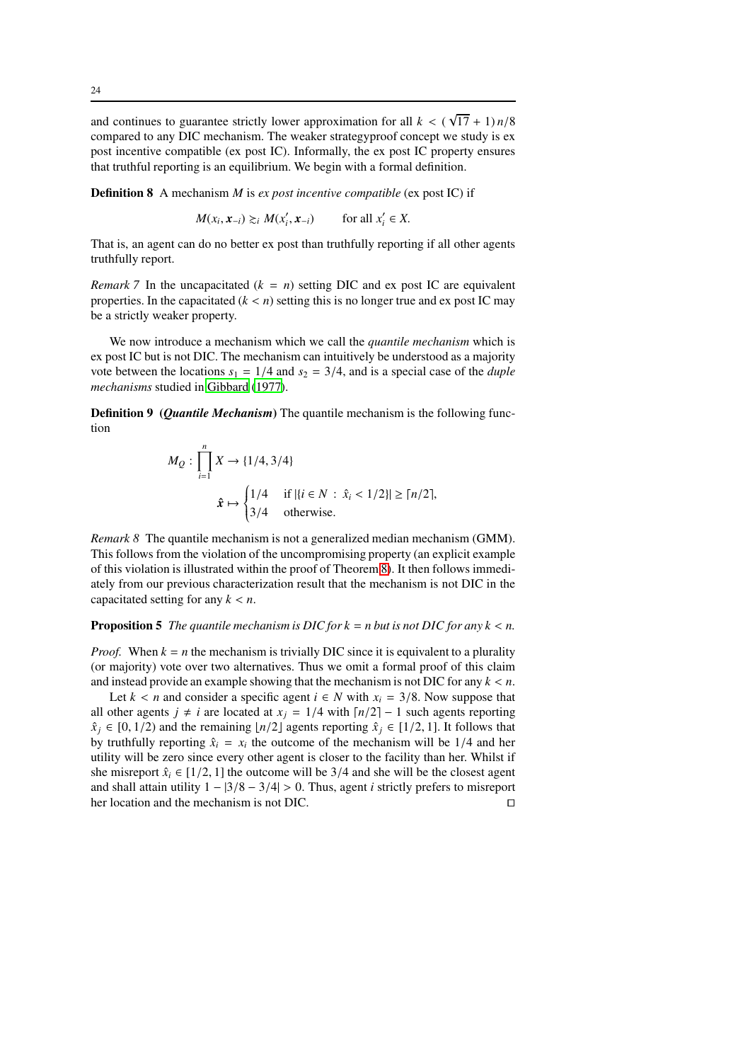and continues to guarantee strictly lower approximation for all $k < (\sqrt{17}+1)n/8$ compared to any DIC mechanism. The weaker strategyproof concept we study is ex post incentive compatible (ex post IC). Informally, the ex post IC property ensures that truthful reporting is an equilibrium. We begin with a formal definition.

**Definition 8** A mechanism $M$ is *ex post incentive compatible* (ex post IC) if

$$M(x_i, \boldsymbol{x}_{-i}) \succsim_i M(x_i', \boldsymbol{x}_{-i}) \qquad \text{for all } x_i' \in X.$$

That is, an agent can do no better ex post than truthfully reporting if all other agents truthfully report.

*Remark 7* In the uncapacitated ($k = n$) setting DIC and ex post IC are equivalent properties. In the capacitated ($k < n$) setting this is no longer true and ex post IC may be a strictly weaker property.

We now introduce a mechanism which we call the *quantile mechanism* which is ex post IC but is not DIC. The mechanism can intuitively be understood as a majority vote between the locations $s_1 = 1/4$ and $s_2 = 3/4$, and is a special case of the *duple mechanisms* studied in Gibbard (1977).

**Definition 9** (***Quantile Mechanism***) The quantile mechanism is the following function

$$M_Q : \prod_{i=1}^{n} X \to \{1/4, 3/4\}$$
$$\hat{\boldsymbol{x}} \mapsto \begin{cases} 1/4 & \text{if } |\{i \in N : \hat{x}_i < 1/2\}| \geq \lceil n/2 \rceil, \\ 3/4 & \text{otherwise.} \end{cases}$$

*Remark 8* The quantile mechanism is not a generalized median mechanism (GMM). This follows from the violation of the uncompromising property (an explicit example of this violation is illustrated within the proof of Theorem 8). It then follows immediately from our previous characterization result that the mechanism is not DIC in the capacitated setting for any $k < n$.

**Proposition 5** *The quantile mechanism is DIC for $k = n$ but is not DIC for any $k < n$.*

*Proof.* When $k = n$ the mechanism is trivially DIC since it is equivalent to a plurality (or majority) vote over two alternatives. Thus we omit a formal proof of this claim and instead provide an example showing that the mechanism is not DIC for any $k < n$.

Let $k < n$ and consider a specific agent $i \in N$ with $x_i = 3/8$. Now suppose that all other agents $j \neq i$ are located at $x_j = 1/4$ with $\lceil n/2 \rceil - 1$ such agents reporting $\hat{x}_j \in [0, 1/2)$ and the remaining $\lfloor n/2 \rfloor$ agents reporting $\hat{x}_j \in [1/2, 1]$. It follows that by truthfully reporting $\hat{x}_i = x_i$ the outcome of the mechanism will be $1/4$ and her utility will be zero since every other agent is closer to the facility than her. Whilst if she misreport $\hat{x}_i \in [1/2, 1]$ the outcome will be $3/4$ and she will be the closest agent and shall attain utility $1 - |3/8 - 3/4| > 0$. Thus, agent $i$ strictly prefers to misreport her location and the mechanism is not DIC. □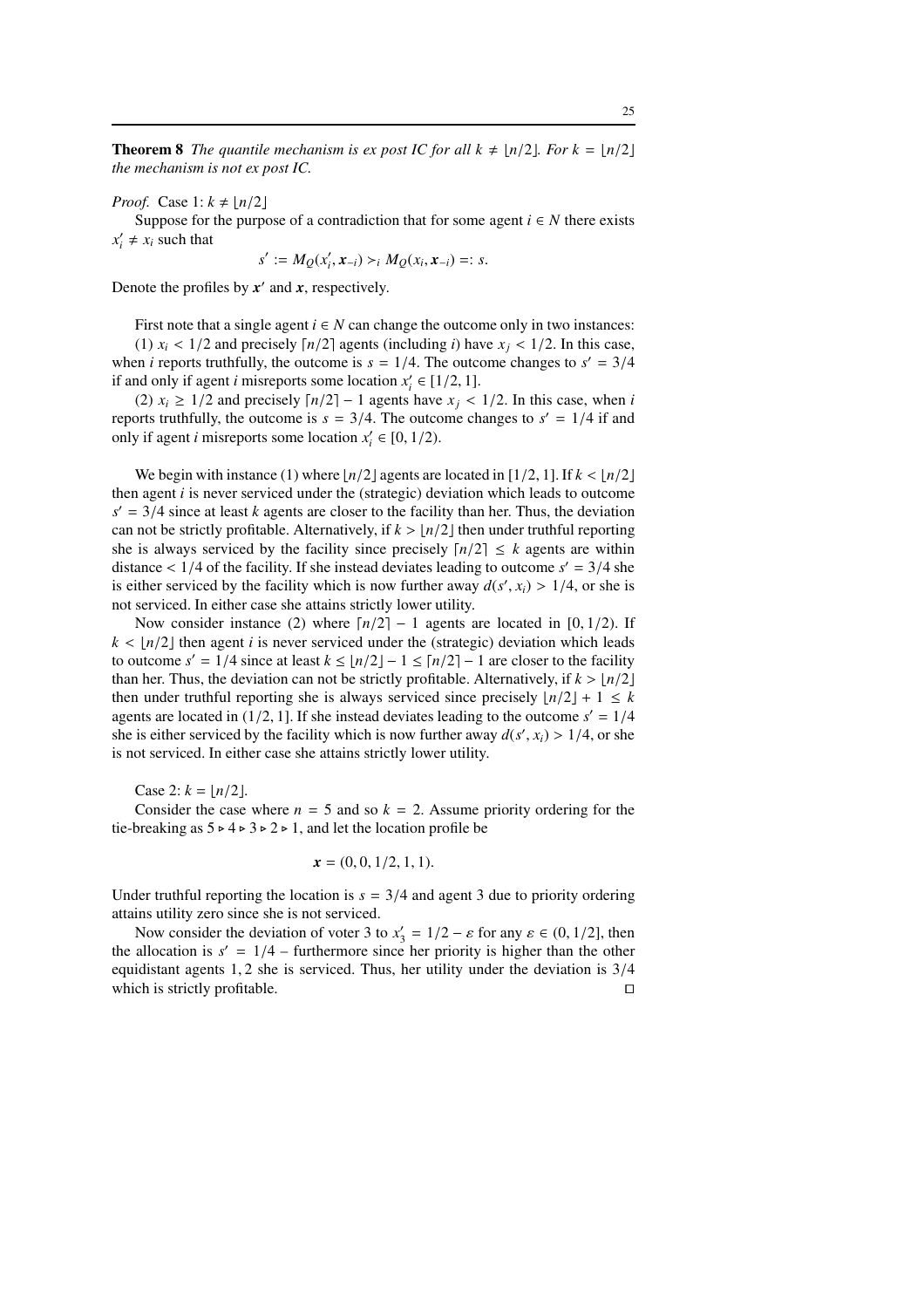**Theorem 8** *The quantile mechanism is ex post IC for all $k \neq \lfloor n/2 \rfloor$. For $k = \lfloor n/2 \rfloor$ the mechanism is not ex post IC.*

*Proof.* Case 1: $k \neq \lfloor n/2 \rfloor$

Suppose for the purpose of a contradiction that for some agent $i \in N$ there exists $x_i' \neq x_i$ such that

$$s' := M_Q(x_i', \boldsymbol{x}_{-i}) \succ_i M_Q(x_i, \boldsymbol{x}_{-i}) =: s.$$

Denote the profiles by $\boldsymbol{x}'$ and $\boldsymbol{x}$, respectively.

First note that a single agent $i \in N$ can change the outcome only in two instances:

(1) $x_i < 1/2$ and precisely $\lceil n/2 \rceil$ agents (including $i$) have $x_j < 1/2$. In this case, when $i$ reports truthfully, the outcome is $s = 1/4$. The outcome changes to $s' = 3/4$ if and only if agent $i$ misreports some location $x_i' \in [1/2, 1]$.

(2) $x_i \geq 1/2$ and precisely $\lceil n/2 \rceil - 1$ agents have $x_j < 1/2$. In this case, when $i$ reports truthfully, the outcome is $s = 3/4$. The outcome changes to $s' = 1/4$ if and only if agent $i$ misreports some location $x_i' \in [0, 1/2)$.

We begin with instance (1) where $\lfloor n/2 \rfloor$ agents are located in $[1/2, 1]$. If $k < \lfloor n/2 \rfloor$ then agent $i$ is never serviced under the (strategic) deviation which leads to outcome $s' = 3/4$ since at least $k$ agents are closer to the facility than her. Thus, the deviation can not be strictly profitable. Alternatively, if $k > \lfloor n/2 \rfloor$ then under truthful reporting she is always serviced by the facility since precisely $\lceil n/2 \rceil \leq k$ agents are within distance $< 1/4$ of the facility. If she instead deviates leading to outcome $s' = 3/4$ she is either serviced by the facility which is now further away $d(s', x_i) > 1/4$, or she is not serviced. In either case she attains strictly lower utility.

Now consider instance (2) where $\lceil n/2 \rceil - 1$ agents are located in $[0, 1/2)$. If $k < \lfloor n/2 \rfloor$ then agent $i$ is never serviced under the (strategic) deviation which leads to outcome $s' = 1/4$ since at least $k \leq \lfloor n/2 \rfloor - 1 \leq \lceil n/2 \rceil - 1$ are closer to the facility than her. Thus, the deviation can not be strictly profitable. Alternatively, if $k > \lfloor n/2 \rfloor$ then under truthful reporting she is always serviced since precisely $\lfloor n/2 \rfloor + 1 \leq k$ agents are located in $(1/2, 1]$. If she instead deviates leading to the outcome $s' = 1/4$ she is either serviced by the facility which is now further away $d(s', x_i) > 1/4$, or she is not serviced. In either case she attains strictly lower utility.

Case 2: $k = \lfloor n/2 \rfloor$.

Consider the case where $n = 5$ and so $k = 2$. Assume priority ordering for the tie-breaking as $5 \triangleright 4 \triangleright 3 \triangleright 2 \triangleright 1$, and let the location profile be

$$\boldsymbol{x} = (0, 0, 1/2, 1, 1).$$

Under truthful reporting the location is $s = 3/4$ and agent 3 due to priority ordering attains utility zero since she is not serviced.

Now consider the deviation of voter 3 to $x_3' = 1/2 - \varepsilon$ for any $\varepsilon \in (0, 1/2]$, then the allocation is $s' = 1/4$ – furthermore since her priority is higher than the other equidistant agents 1, 2 she is serviced. Thus, her utility under the deviation is $3/4$ which is strictly profitable. $\square$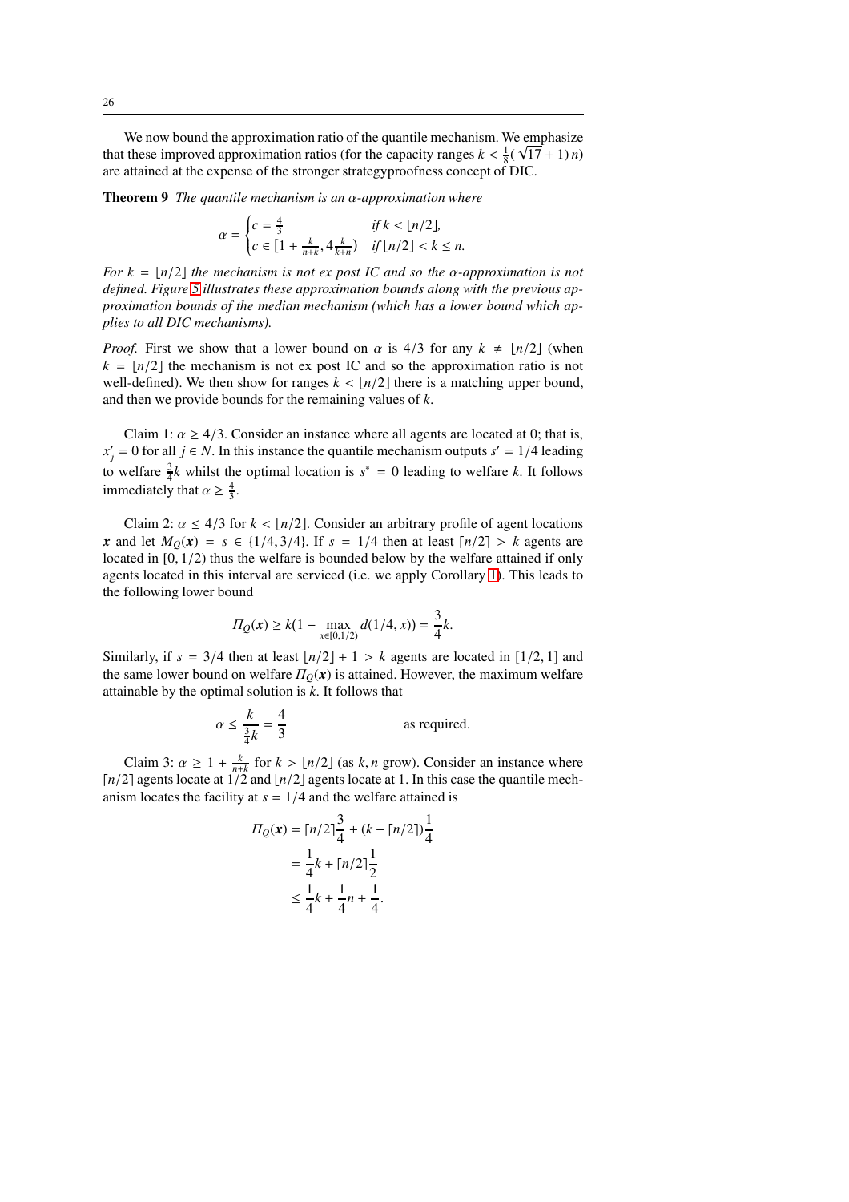We now bound the approximation ratio of the quantile mechanism. We emphasize that these improved approximation ratios (for the capacity ranges $k < \frac{1}{8}(\sqrt{17}+1)n$) are attained at the expense of the stronger strategyproofness concept of DIC.

**Theorem 9** *The quantile mechanism is an $\alpha$-approximation where*

$$\alpha = \begin{cases} c = \frac{4}{3} & \text{if } k < \lfloor n/2 \rfloor, \\ c \in \left[1 + \frac{k}{n+k}, 4\frac{k}{k+n}\right) & \text{if } \lfloor n/2 \rfloor < k \leq n. \end{cases}$$

*For $k = \lfloor n/2 \rfloor$ the mechanism is not ex post IC and so the $\alpha$-approximation is not defined. Figure 5 illustrates these approximation bounds along with the previous approximation bounds of the median mechanism (which has a lower bound which applies to all DIC mechanisms).*

*Proof.* First we show that a lower bound on $\alpha$ is $4/3$ for any $k \neq \lfloor n/2 \rfloor$ (when $k = \lfloor n/2 \rfloor$ the mechanism is not ex post IC and so the approximation ratio is not well-defined). We then show for ranges $k < \lfloor n/2 \rfloor$ there is a matching upper bound, and then we provide bounds for the remaining values of $k$.

Claim 1: $\alpha \geq 4/3$. Consider an instance where all agents are located at 0; that is, $x'_j = 0$ for all $j \in N$. In this instance the quantile mechanism outputs $s' = 1/4$ leading to welfare $\frac{3}{4}k$ whilst the optimal location is $s^* = 0$ leading to welfare $k$. It follows immediately that $\alpha \geq \frac{4}{3}$.

Claim 2: $\alpha \leq 4/3$ for $k < \lfloor n/2 \rfloor$. Consider an arbitrary profile of agent locations $\boldsymbol{x}$ and let $M_Q(\boldsymbol{x}) = s \in \{1/4, 3/4\}$. If $s = 1/4$ then at least $\lceil n/2 \rceil > k$ agents are located in $[0, 1/2)$ thus the welfare is bounded below by the welfare attained if only agents located in this interval are serviced (i.e. we apply Corollary 1). This leads to the following lower bound

$$\Pi_Q(\boldsymbol{x}) \geq k\left(1 - \max_{x \in [0,1/2)} d(1/4, x)\right) = \frac{3}{4}k.$$

Similarly, if $s = 3/4$ then at least $\lfloor n/2 \rfloor + 1 > k$ agents are located in $[1/2, 1]$ and the same lower bound on welfare $\Pi_Q(\boldsymbol{x})$ is attained. However, the maximum welfare attainable by the optimal solution is $k$. It follows that

$$\alpha \leq \frac{k}{\frac{3}{4}k} = \frac{4}{3} \qquad \text{as required.}$$

Claim 3: $\alpha \geq 1 + \frac{k}{n+k}$ for $k > \lfloor n/2 \rfloor$ (as $k, n$ grow). Consider an instance where $\lceil n/2 \rceil$ agents locate at $1/2$ and $\lfloor n/2 \rfloor$ agents locate at 1. In this case the quantile mechanism locates the facility at $s = 1/4$ and the welfare attained is

$$\begin{aligned}
\Pi_Q(\boldsymbol{x}) &= \lceil n/2 \rceil \frac{3}{4} + (k - \lceil n/2 \rceil)\frac{1}{4} \\
&= \frac{1}{4}k + \lceil n/2 \rceil \frac{1}{2} \\
&\leq \frac{1}{4}k + \frac{1}{4}n + \frac{1}{4}.
\end{aligned}$$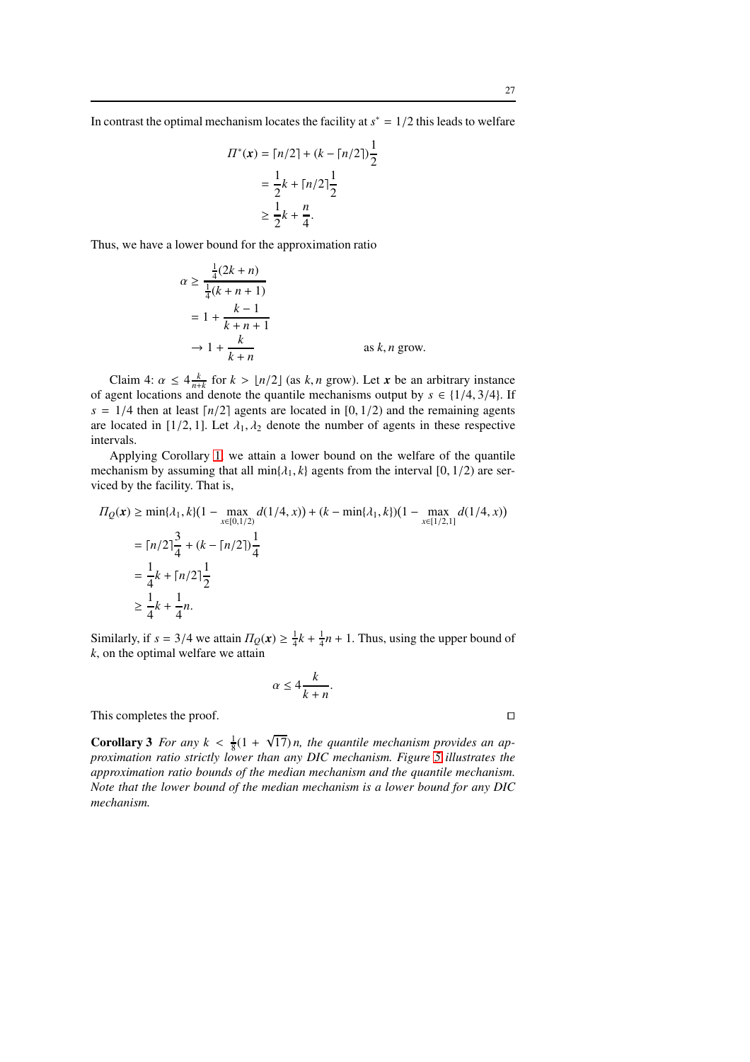In contrast the optimal mechanism locates the facility at $s^* = 1/2$ this leads to welfare

$$
\begin{aligned}
\Pi^*(\boldsymbol{x}) &= \lceil n/2 \rceil + (k - \lceil n/2 \rceil)\frac{1}{2} \\
&= \frac{1}{2}k + \lceil n/2 \rceil \frac{1}{2} \\
&\geq \frac{1}{2}k + \frac{n}{4}.
\end{aligned}
$$

Thus, we have a lower bound for the approximation ratio

$$
\begin{aligned}
\alpha &\geq \frac{\frac{1}{4}(2k+n)}{\frac{1}{4}(k+n+1)} \\
&= 1 + \frac{k-1}{k+n+1} \\
&\to 1 + \frac{k}{k+n} \qquad\qquad \text{as } k, n \text{ grow.}
\end{aligned}
$$

Claim 4: $\alpha \leq 4\frac{k}{n+k}$ for $k > \lfloor n/2 \rfloor$ (as $k, n$ grow). Let $\boldsymbol{x}$ be an arbitrary instance of agent locations and denote the quantile mechanisms output by $s \in \{1/4, 3/4\}$. If $s = 1/4$ then at least $\lceil n/2 \rceil$ agents are located in $[0, 1/2)$ and the remaining agents are located in $[1/2, 1]$. Let $\lambda_1, \lambda_2$ denote the number of agents in these respective intervals.

Applying Corollary 1, we attain a lower bound on the welfare of the quantile mechanism by assuming that all $\min\{\lambda_1, k\}$ agents from the interval $[0, 1/2)$ are serviced by the facility. That is,

$$
\begin{aligned}
\Pi_Q(\boldsymbol{x}) &\geq \min\{\lambda_1, k\}(1 - \max_{x \in [0,1/2)} d(1/4, x)) + (k - \min\{\lambda_1, k\})(1 - \max_{x \in [1/2,1]} d(1/4, x)) \\
&= \lceil n/2 \rceil \frac{3}{4} + (k - \lceil n/2 \rceil)\frac{1}{4} \\
&= \frac{1}{4}k + \lceil n/2 \rceil \frac{1}{2} \\
&\geq \frac{1}{4}k + \frac{1}{4}n.
\end{aligned}
$$

Similarly, if $s = 3/4$ we attain $\Pi_Q(\boldsymbol{x}) \geq \frac{1}{4}k + \frac{1}{4}n + 1$. Thus, using the upper bound of $k$, on the optimal welfare we attain

$$
\alpha \leq 4\frac{k}{k+n}.
$$

This completes the proof. $\square$

**Corollary 3** *For any $k < \frac{1}{8}(1 + \sqrt{17})\,n$, the quantile mechanism provides an approximation ratio strictly lower than any DIC mechanism. Figure 5 illustrates the approximation ratio bounds of the median mechanism and the quantile mechanism. Note that the lower bound of the median mechanism is a lower bound for any DIC mechanism.*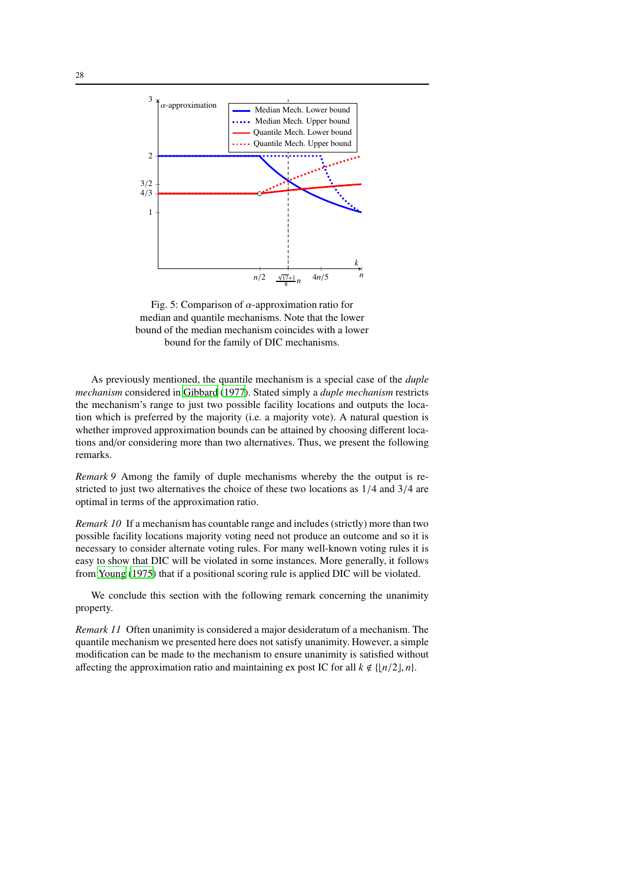Fig. 5: Comparison of $\alpha$-approximation ratio for median and quantile mechanisms. Note that the lower bound of the median mechanism coincides with a lower bound for the family of DIC mechanisms.

As previously mentioned, the quantile mechanism is a special case of the *duple mechanism* considered in Gibbard (1977). Stated simply a *duple mechanism* restricts the mechanism's range to just two possible facility locations and outputs the location which is preferred by the majority (i.e. a majority vote). A natural question is whether improved approximation bounds can be attained by choosing different locations and/or considering more than two alternatives. Thus, we present the following remarks.

*Remark 9* Among the family of duple mechanisms whereby the the output is restricted to just two alternatives the choice of these two locations as $1/4$ and $3/4$ are optimal in terms of the approximation ratio.

*Remark 10* If a mechanism has countable range and includes (strictly) more than two possible facility locations majority voting need not produce an outcome and so it is necessary to consider alternate voting rules. For many well-known voting rules it is easy to show that DIC will be violated in some instances. More generally, it follows from Young (1975) that if a positional scoring rule is applied DIC will be violated.

We conclude this section with the following remark concerning the unanimity property.

*Remark 11* Often unanimity is considered a major desideratum of a mechanism. The quantile mechanism we presented here does not satisfy unanimity. However, a simple modification can be made to the mechanism to ensure unanimity is satisfied without affecting the approximation ratio and maintaining ex post IC for all $k \notin \{\lfloor n/2 \rfloor, n\}$.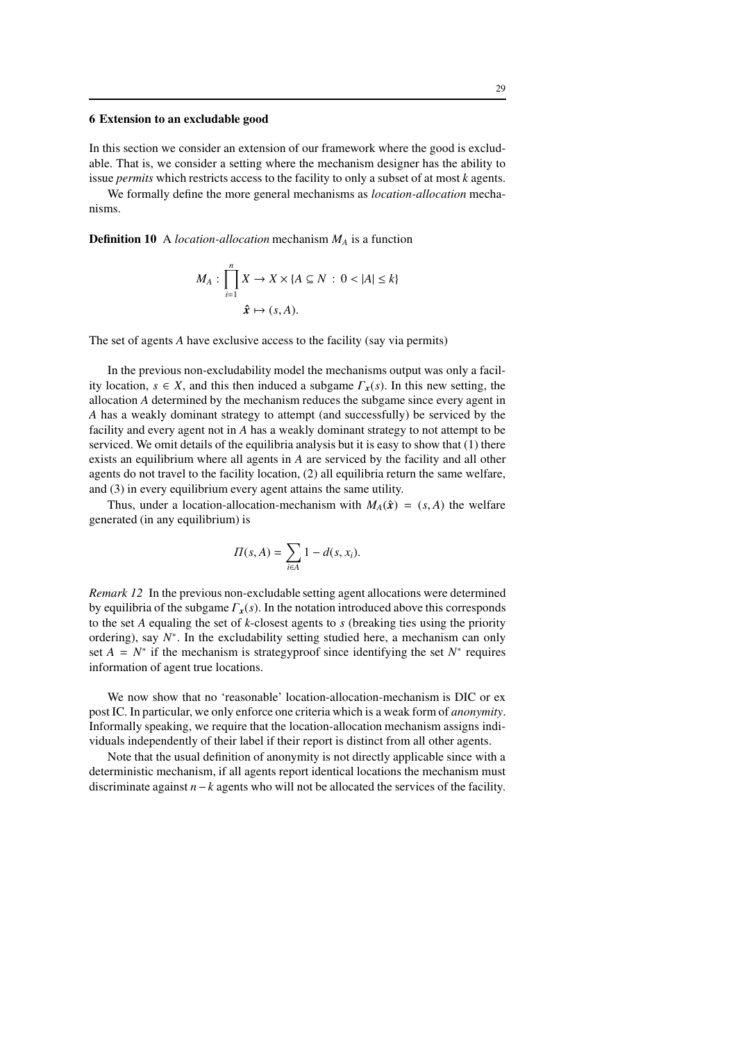## 6 Extension to an excludable good

In this section we consider an extension of our framework where the good is excludable. That is, we consider a setting where the mechanism designer has the ability to issue *permits* which restricts access to the facility to only a subset of at most $k$ agents.

We formally define the more general mechanisms as *location-allocation* mechanisms.

**Definition 10** A *location-allocation* mechanism $M_A$ is a function

$$M_A : \prod_{i=1}^{n} X \to X \times \{A \subseteq N \, : \, 0 < |A| \leq k\}$$
$$\hat{\boldsymbol{x}} \mapsto (s, A).$$

The set of agents $A$ have exclusive access to the facility (say via permits)

In the previous non-excludability model the mechanisms output was only a facility location, $s \in X$, and this then induced a subgame $\Gamma_{\boldsymbol{x}}(s)$. In this new setting, the allocation $A$ determined by the mechanism reduces the subgame since every agent in $A$ has a weakly dominant strategy to attempt (and successfully) be serviced by the facility and every agent not in $A$ has a weakly dominant strategy to not attempt to be serviced. We omit details of the equilibria analysis but it is easy to show that (1) there exists an equilibrium where all agents in $A$ are serviced by the facility and all other agents do not travel to the facility location, (2) all equilibria return the same welfare, and (3) in every equilibrium every agent attains the same utility.

Thus, under a location-allocation-mechanism with $M_A(\hat{\boldsymbol{x}}) = (s, A)$ the welfare generated (in any equilibrium) is

$$\Pi(s, A) = \sum_{i \in A} 1 - d(s, x_i).$$

*Remark 12* In the previous non-excludable setting agent allocations were determined by equilibria of the subgame $\Gamma_{\boldsymbol{x}}(s)$. In the notation introduced above this corresponds to the set $A$ equaling the set of $k$-closest agents to $s$ (breaking ties using the priority ordering), say $N^*$. In the excludability setting studied here, a mechanism can only set $A = N^*$ if the mechanism is strategyproof since identifying the set $N^*$ requires information of agent true locations.

We now show that no 'reasonable' location-allocation-mechanism is DIC or ex post IC. In particular, we only enforce one criteria which is a weak form of *anonymity*. Informally speaking, we require that the location-allocation mechanism assigns individuals independently of their label if their report is distinct from all other agents.

Note that the usual definition of anonymity is not directly applicable since with a deterministic mechanism, if all agents report identical locations the mechanism must discriminate against $n-k$ agents who will not be allocated the services of the facility.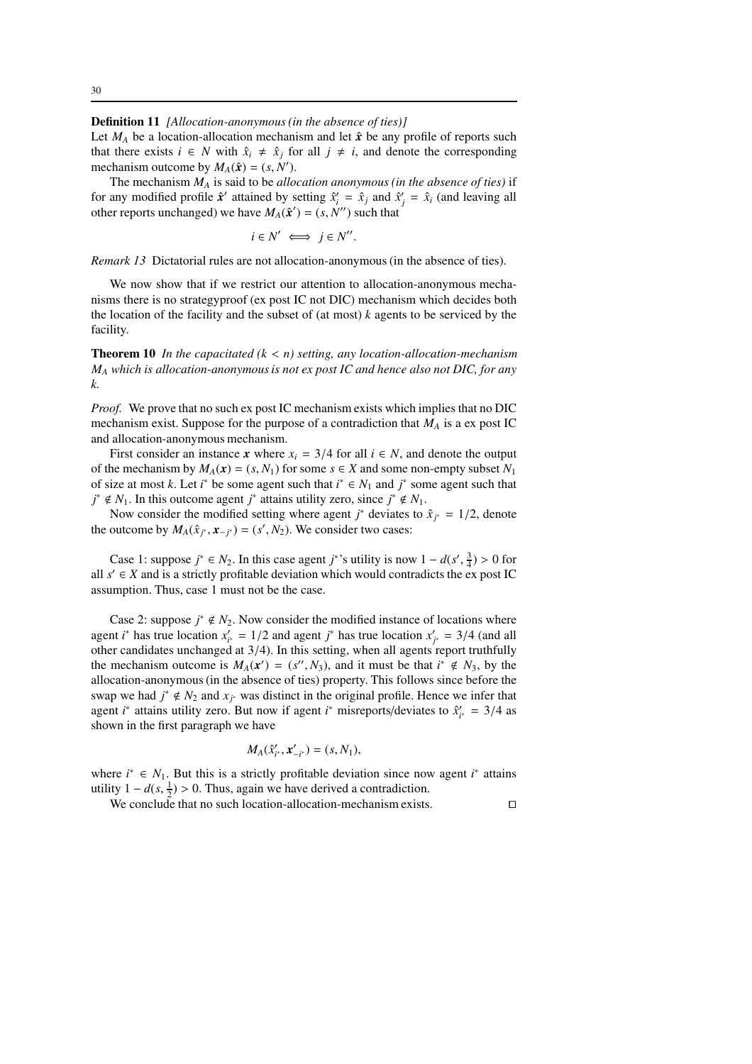**Definition 11** *[Allocation-anonymous (in the absence of ties)]*
Let $M_A$ be a location-allocation mechanism and let $\hat{\boldsymbol{x}}$ be any profile of reports such that there exists $i \in N$ with $\hat{x}_i \neq \hat{x}_j$ for all $j \neq i$, and denote the corresponding mechanism outcome by $M_A(\hat{\boldsymbol{x}}) = (s, N')$.

The mechanism $M_A$ is said to be *allocation anonymous (in the absence of ties)* if for any modified profile $\hat{\boldsymbol{x}}'$ attained by setting $\hat{x}_i' = \hat{x}_j$ and $\hat{x}_j' = \hat{x}_i$ (and leaving all other reports unchanged) we have $M_A(\hat{\boldsymbol{x}}') = (s, N'')$ such that

$$i \in N' \iff j \in N''.$$

*Remark 13* Dictatorial rules are not allocation-anonymous (in the absence of ties).

We now show that if we restrict our attention to allocation-anonymous mechanisms there is no strategyproof (ex post IC not DIC) mechanism which decides both the location of the facility and the subset of (at most) $k$ agents to be serviced by the facility.

**Theorem 10** *In the capacitated ($k < n$) setting, any location-allocation-mechanism $M_A$ which is allocation-anonymous is not ex post IC and hence also not DIC, for any $k$.*

*Proof.* We prove that no such ex post IC mechanism exists which implies that no DIC mechanism exist. Suppose for the purpose of a contradiction that $M_A$ is a ex post IC and allocation-anonymous mechanism.

First consider an instance $\boldsymbol{x}$ where $x_i = 3/4$ for all $i \in N$, and denote the output of the mechanism by $M_A(\boldsymbol{x}) = (s, N_1)$ for some $s \in X$ and some non-empty subset $N_1$ of size at most $k$. Let $i^*$ be some agent such that $i^* \in N_1$ and $j^*$ some agent such that $j^* \notin N_1$. In this outcome agent $j^*$ attains utility zero, since $j^* \notin N_1$.

Now consider the modified setting where agent $j^*$ deviates to $\hat{x}_{j^*} = 1/2$, denote the outcome by $M_A(\hat{x}_{j^*}, \boldsymbol{x}_{-j^*}) = (s', N_2)$. We consider two cases:

Case 1: suppose $j^* \in N_2$. In this case agent $j^*$'s utility is now $1 - d(s', \frac{3}{4}) > 0$ for all $s' \in X$ and is a strictly profitable deviation which would contradicts the ex post IC assumption. Thus, case 1 must not be the case.

Case 2: suppose $j^* \notin N_2$. Now consider the modified instance of locations where agent $i^*$ has true location $x'_{i^*} = 1/2$ and agent $j^*$ has true location $x'_{j^*} = 3/4$ (and all other candidates unchanged at $3/4$). In this setting, when all agents report truthfully the mechanism outcome is $M_A(\boldsymbol{x}') = (s'', N_3)$, and it must be that $i^* \notin N_3$, by the allocation-anonymous (in the absence of ties) property. This follows since before the swap we had $j^* \notin N_2$ and $x_{j^*}$ was distinct in the original profile. Hence we infer that agent $i^*$ attains utility zero. But now if agent $i^*$ misreports/deviates to $\hat{x}'_{i^*} = 3/4$ as shown in the first paragraph we have

$$M_A(\hat{x}'_{i^*}, \boldsymbol{x}'_{-i^*}) = (s, N_1),$$

where $i^* \in N_1$. But this is a strictly profitable deviation since now agent $i^*$ attains utility $1 - d(s, \frac{1}{2}) > 0$. Thus, again we have derived a contradiction.

We conclude that no such location-allocation-mechanism exists. $\square$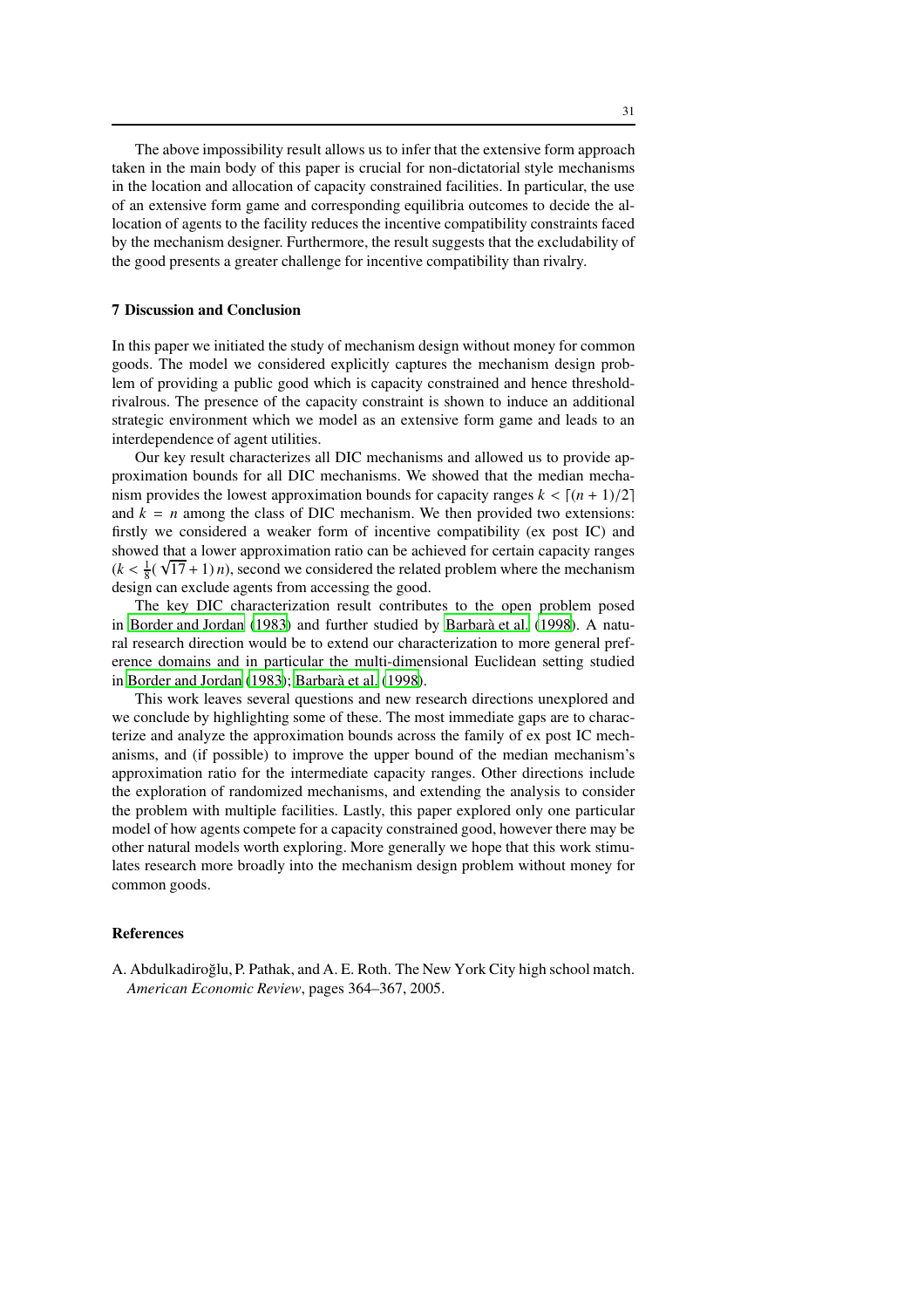The above impossibility result allows us to infer that the extensive form approach taken in the main body of this paper is crucial for non-dictatorial style mechanisms in the location and allocation of capacity constrained facilities. In particular, the use of an extensive form game and corresponding equilibria outcomes to decide the allocation of agents to the facility reduces the incentive compatibility constraints faced by the mechanism designer. Furthermore, the result suggests that the excludability of the good presents a greater challenge for incentive compatibility than rivalry.

## 7 Discussion and Conclusion

In this paper we initiated the study of mechanism design without money for common goods. The model we considered explicitly captures the mechanism design problem of providing a public good which is capacity constrained and hence threshold-rivalrous. The presence of the capacity constraint is shown to induce an additional strategic environment which we model as an extensive form game and leads to an interdependence of agent utilities.

Our key result characterizes all DIC mechanisms and allowed us to provide approximation bounds for all DIC mechanisms. We showed that the median mechanism provides the lowest approximation bounds for capacity ranges $k < \lceil (n+1)/2 \rceil$ and $k = n$ among the class of DIC mechanism. We then provided two extensions: firstly we considered a weaker form of incentive compatibility (ex post IC) and showed that a lower approximation ratio can be achieved for certain capacity ranges ($k < \frac{1}{8}(\sqrt{17}+1)\, n$), second we considered the related problem where the mechanism design can exclude agents from accessing the good.

The key DIC characterization result contributes to the open problem posed in Border and Jordan (1983) and further studied by Barberà et al. (1998). A natural research direction would be to extend our characterization to more general preference domains and in particular the multi-dimensional Euclidean setting studied in Border and Jordan (1983); Barberà et al. (1998).

This work leaves several questions and new research directions unexplored and we conclude by highlighting some of these. The most immediate gaps are to characterize and analyze the approximation bounds across the family of ex post IC mechanisms, and (if possible) to improve the upper bound of the median mechanism's approximation ratio for the intermediate capacity ranges. Other directions include the exploration of randomized mechanisms, and extending the analysis to consider the problem with multiple facilities. Lastly, this paper explored only one particular model of how agents compete for a capacity constrained good, however there may be other natural models worth exploring. More generally we hope that this work stimulates research more broadly into the mechanism design problem without money for common goods.

## References

A. Abdulkadiroğlu, P. Pathak, and A. E. Roth. The New York City high school match. *American Economic Review*, pages 364–367, 2005.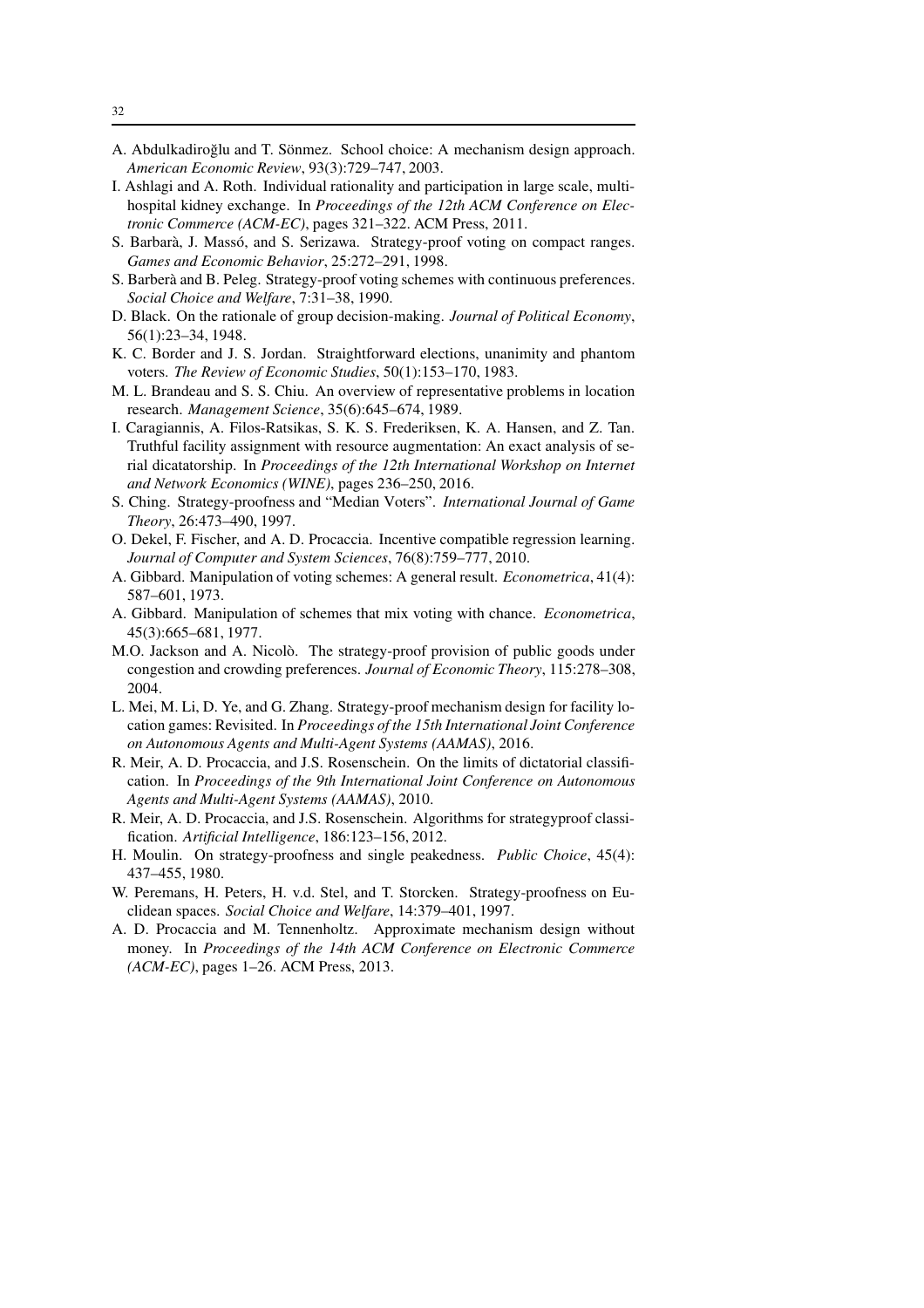A. Abdulkadiroğlu and T. Sönmez. School choice: A mechanism design approach. *American Economic Review*, 93(3):729–747, 2003.

I. Ashlagi and A. Roth. Individual rationality and participation in large scale, multi-hospital kidney exchange. In *Proceedings of the 12th ACM Conference on Electronic Commerce (ACM-EC)*, pages 321–322. ACM Press, 2011.

S. Barbarà, J. Massó, and S. Serizawa. Strategy-proof voting on compact ranges. *Games and Economic Behavior*, 25:272–291, 1998.

S. Barberà and B. Peleg. Strategy-proof voting schemes with continuous preferences. *Social Choice and Welfare*, 7:31–38, 1990.

D. Black. On the rationale of group decision-making. *Journal of Political Economy*, 56(1):23–34, 1948.

K. C. Border and J. S. Jordan. Straightforward elections, unanimity and phantom voters. *The Review of Economic Studies*, 50(1):153–170, 1983.

M. L. Brandeau and S. S. Chiu. An overview of representative problems in location research. *Management Science*, 35(6):645–674, 1989.

I. Caragiannis, A. Filos-Ratsikas, S. K. S. Frederiksen, K. A. Hansen, and Z. Tan. Truthful facility assignment with resource augmentation: An exact analysis of serial dicatatorship. In *Proceedings of the 12th International Workshop on Internet and Network Economics (WINE)*, pages 236–250, 2016.

S. Ching. Strategy-proofness and "Median Voters". *International Journal of Game Theory*, 26:473–490, 1997.

O. Dekel, F. Fischer, and A. D. Procaccia. Incentive compatible regression learning. *Journal of Computer and System Sciences*, 76(8):759–777, 2010.

A. Gibbard. Manipulation of voting schemes: A general result. *Econometrica*, 41(4): 587–601, 1973.

A. Gibbard. Manipulation of schemes that mix voting with chance. *Econometrica*, 45(3):665–681, 1977.

M.O. Jackson and A. Nicolò. The strategy-proof provision of public goods under congestion and crowding preferences. *Journal of Economic Theory*, 115:278–308, 2004.

L. Mei, M. Li, D. Ye, and G. Zhang. Strategy-proof mechanism design for facility location games: Revisited. In *Proceedings of the 15th International Joint Conference on Autonomous Agents and Multi-Agent Systems (AAMAS)*, 2016.

R. Meir, A. D. Procaccia, and J.S. Rosenschein. On the limits of dictatorial classification. In *Proceedings of the 9th International Joint Conference on Autonomous Agents and Multi-Agent Systems (AAMAS)*, 2010.

R. Meir, A. D. Procaccia, and J.S. Rosenschein. Algorithms for strategyproof classification. *Artificial Intelligence*, 186:123–156, 2012.

H. Moulin. On strategy-proofness and single peakedness. *Public Choice*, 45(4): 437–455, 1980.

W. Peremans, H. Peters, H. v.d. Stel, and T. Storcken. Strategy-proofness on Euclidean spaces. *Social Choice and Welfare*, 14:379–401, 1997.

A. D. Procaccia and M. Tennenholtz. Approximate mechanism design without money. In *Proceedings of the 14th ACM Conference on Electronic Commerce (ACM-EC)*, pages 1–26. ACM Press, 2013.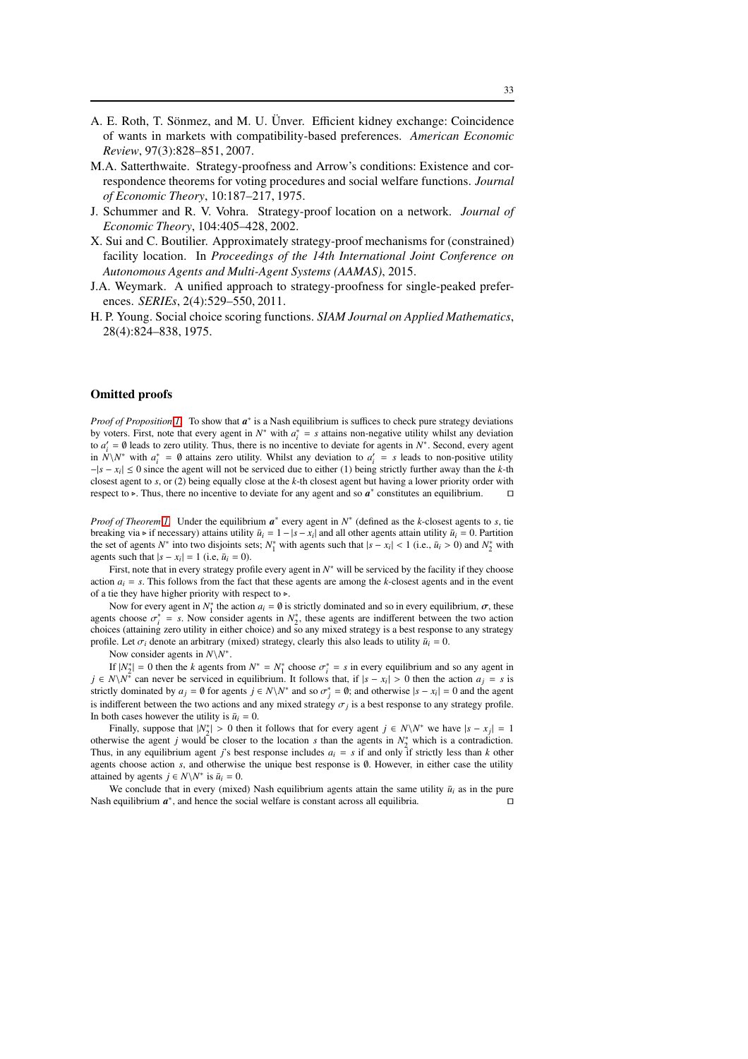A. E. Roth, T. Sönmez, and M. U. Ünver. Efficient kidney exchange: Coincidence of wants in markets with compatibility-based preferences. *American Economic Review*, 97(3):828–851, 2007.

M.A. Satterthwaite. Strategy-proofness and Arrow's conditions: Existence and correspondence theorems for voting procedures and social welfare functions. *Journal of Economic Theory*, 10:187–217, 1975.

J. Schummer and R. V. Vohra. Strategy-proof location on a network. *Journal of Economic Theory*, 104:405–428, 2002.

X. Sui and C. Boutilier. Approximately strategy-proof mechanisms for (constrained) facility location. In *Proceedings of the 14th International Joint Conference on Autonomous Agents and Multi-Agent Systems (AAMAS)*, 2015.

J.A. Weymark. A unified approach to strategy-proofness for single-peaked preferences. *SERIEs*, 2(4):529–550, 2011.

H. P. Young. Social choice scoring functions. *SIAM Journal on Applied Mathematics*, 28(4):824–838, 1975.

## Omitted proofs

*Proof of Proposition 1.* To show that $\boldsymbol{a}^*$ is a Nash equilibrium is suffices to check pure strategy deviations by voters. First, note that every agent in $N^*$ with $a_i^* = s$ attains non-negative utility whilst any deviation to $a_i' = \emptyset$ leads to zero utility. Thus, there is no incentive to deviate for agents in $N^*$. Second, every agent in $N \backslash N^*$ with $a_i^* = \emptyset$ attains zero utility. Whilst any deviation to $a_i' = s$ leads to non-positive utility $-|s - x_i| \leq 0$ since the agent will not be serviced due to either (1) being strictly further away than the $k$-th closest agent to $s$, or (2) being equally close at the $k$-th closest agent but having a lower priority order with respect to $\triangleright$. Thus, there no incentive to deviate for any agent and so $\boldsymbol{a}^*$ constitutes an equilibrium. ◻

*Proof of Theorem 1.* Under the equilibrium $\boldsymbol{a}^*$ every agent in $N^*$ (defined as the $k$-closest agents to $s$, tie breaking via $\triangleright$ if necessary) attains utility $\bar{u}_i = 1 - |s - x_i|$ and all other agents attain utility $\bar{u}_i = 0$. Partition the set of agents $N^*$ into two disjoints sets; $N_1^*$ with agents such that $|s - x_i| < 1$ (i.e., $\bar{u}_i > 0$) and $N_2^*$ with agents such that $|s - x_i| = 1$ (i.e, $\bar{u}_i = 0$).

First, note that in every strategy profile every agent in $N^*$ will be serviced by the facility if they choose action $a_i = s$. This follows from the fact that these agents are among the $k$-closest agents and in the event of a tie they have higher priority with respect to $\triangleright$.

Now for every agent in $N_1^*$ the action $a_i = \emptyset$ is strictly dominated and so in every equilibrium, $\boldsymbol{\sigma}$, these agents choose $\sigma_i^* = s$. Now consider agents in $N_2^*$, these agents are indifferent between the two action choices (attaining zero utility in either choice) and so any mixed strategy is a best response to any strategy profile. Let $\sigma_i$ denote an arbitrary (mixed) strategy, clearly this also leads to utility $\bar{u}_i = 0$.

Now consider agents in $N \backslash N^*$.

If $|N_2^*| = 0$ then the $k$ agents from $N^* = N_1^*$ choose $\sigma_i^* = s$ in every equilibrium and so any agent in $j \in N \backslash N^*$ can never be serviced in equilibrium. It follows that, if $|s - x_i| > 0$ then the action $a_j = s$ is strictly dominated by $a_j = \emptyset$ for agents $j \in N \backslash N^*$ and so $\sigma_j^* = \emptyset$; and otherwise $|s - x_i| = 0$ and the agent is indifferent between the two actions and any mixed strategy $\sigma_j$ is a best response to any strategy profile. In both cases however the utility is $\bar{u}_i = 0$.

Finally, suppose that $|N_2^*| > 0$ then it follows that for every agent $j \in N \backslash N^*$ we have $|s - x_j| = 1$ otherwise the agent $j$ would be closer to the location $s$ than the agents in $N_2^*$ which is a contradiction. Thus, in any equilibrium agent $j$'s best response includes $a_i = s$ if and only if strictly less than $k$ other agents choose action $s$, and otherwise the unique best response is $\emptyset$. However, in either case the utility attained by agents $j \in N \backslash N^*$ is $\bar{u}_i = 0$.

We conclude that in every (mixed) Nash equilibrium agents attain the same utility $\bar{u}_i$ as in the pure Nash equilibrium $\boldsymbol{a}^*$, and hence the social welfare is constant across all equilibria. ◻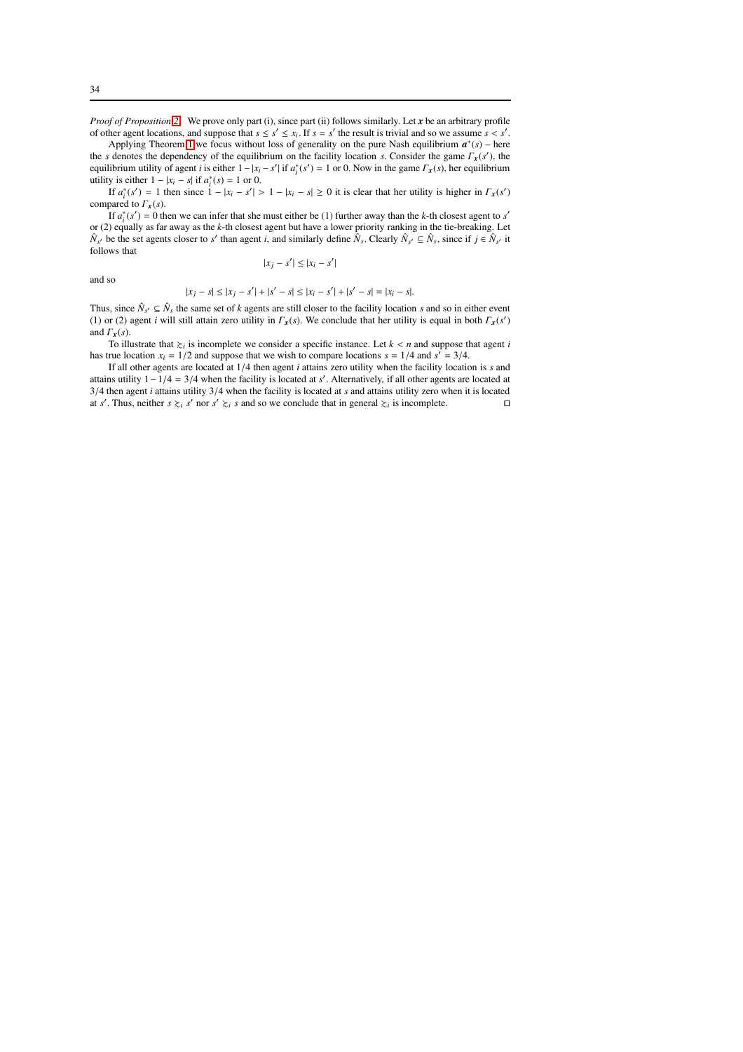*Proof of Proposition 2.* We prove only part (i), since part (ii) follows similarly. Let $\boldsymbol{x}$ be an arbitrary profile of other agent locations, and suppose that $s \leq s' \leq x_i$. If $s = s'$ the result is trivial and so we assume $s < s'$.

Applying Theorem 1 we focus without loss of generality on the pure Nash equilibrium $\boldsymbol{a}^*(s)$ – here the $s$ denotes the dependency of the equilibrium on the facility location $s$. Consider the game $\Gamma_{\boldsymbol{x}}(s')$, the equilibrium utility of agent $i$ is either $1 - |x_i - s'|$ if $a_i^*(s') = 1$ or 0. Now in the game $\Gamma_{\boldsymbol{x}}(s)$, her equilibrium utility is either $1 - |x_i - s|$ if $a_i^*(s) = 1$ or 0.

If $a_i^*(s') = 1$ then since $1 - |x_i - s'| > 1 - |x_i - s| \geq 0$ it is clear that her utility is higher in $\Gamma_{\boldsymbol{x}}(s')$ compared to $\Gamma_{\boldsymbol{x}}(s)$.

If $a_i^*(s') = 0$ then we can infer that she must either be (1) further away than the $k$-th closest agent to $s'$ or (2) equally as far away as the $k$-th closest agent but have a lower priority ranking in the tie-breaking. Let $\hat{N}_{s'}$ be the set agents closer to $s'$ than agent $i$, and similarly define $\hat{N}_s$. Clearly $\hat{N}_{s'} \subseteq \hat{N}_s$, since if $j \in \hat{N}_{s'}$ it follows that

$$|x_j - s'| \leq |x_i - s'|$$

and so

$$|x_j - s| \leq |x_j - s'| + |s' - s| \leq |x_i - s'| + |s' - s| = |x_i - s|.$$

Thus, since $\hat{N}_{s'} \subseteq \hat{N}_s$ the same set of $k$ agents are still closer to the facility location $s$ and so in either event (1) or (2) agent $i$ will still attain zero utility in $\Gamma_{\boldsymbol{x}}(s)$. We conclude that her utility is equal in both $\Gamma_{\boldsymbol{x}}(s')$ and $\Gamma_{\boldsymbol{x}}(s)$.

To illustrate that $\succsim_i$ is incomplete we consider a specific instance. Let $k < n$ and suppose that agent $i$ has true location $x_i = 1/2$ and suppose that we wish to compare locations $s = 1/4$ and $s' = 3/4$.

If all other agents are located at $1/4$ then agent $i$ attains zero utility when the facility location is $s$ and attains utility $1 - 1/4 = 3/4$ when the facility is located at $s'$. Alternatively, if all other agents are located at $3/4$ then agent $i$ attains utility $3/4$ when the facility is located at $s$ and attains utility zero when it is located at $s'$. Thus, neither $s \succsim_i s'$ nor $s' \succsim_i s$ and so we conclude that in general $\succsim_i$ is incomplete. $\square$